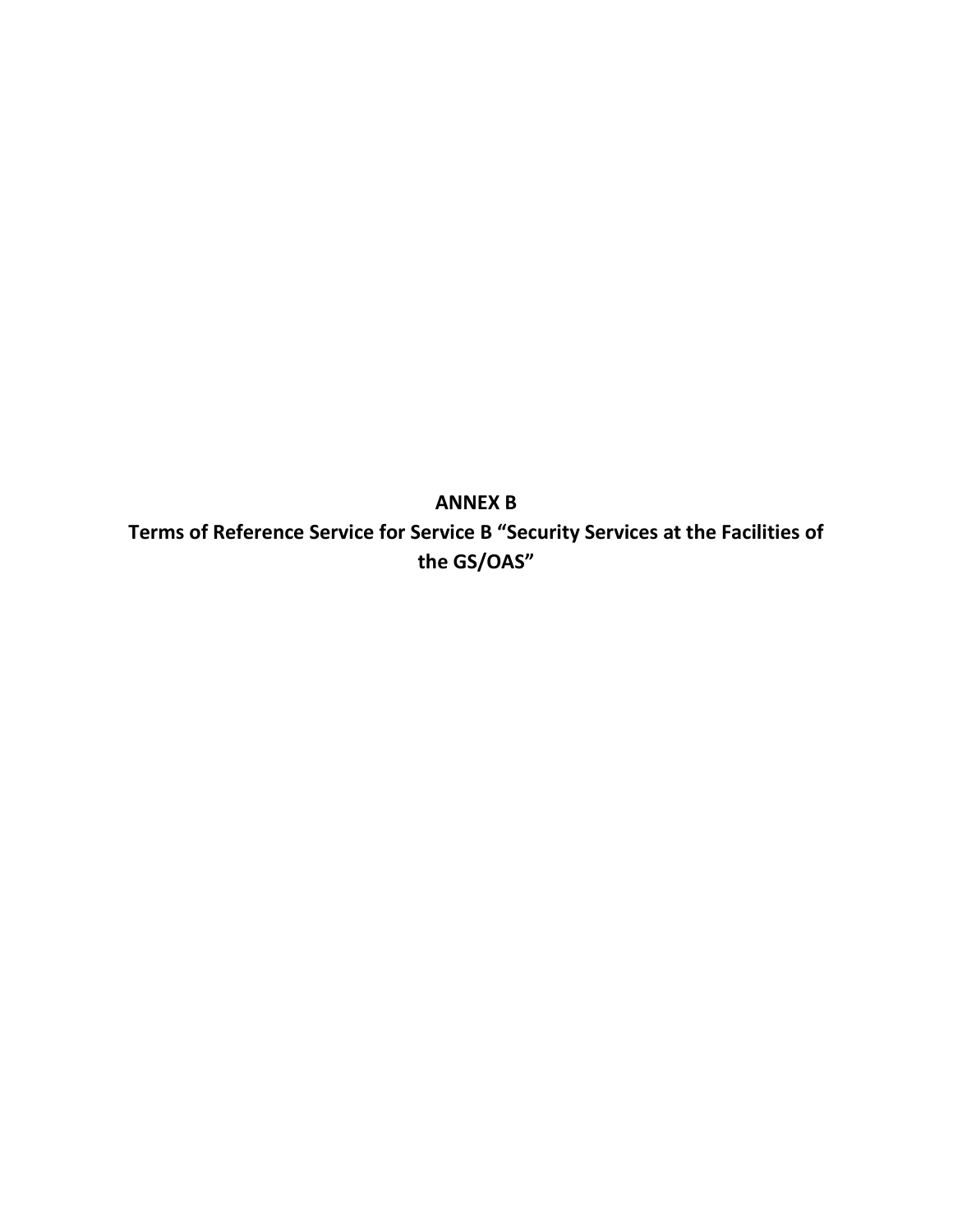# ANNEX B

## Terms of Reference Service for Service B "Security Services at the Facilities of the GS/OAS"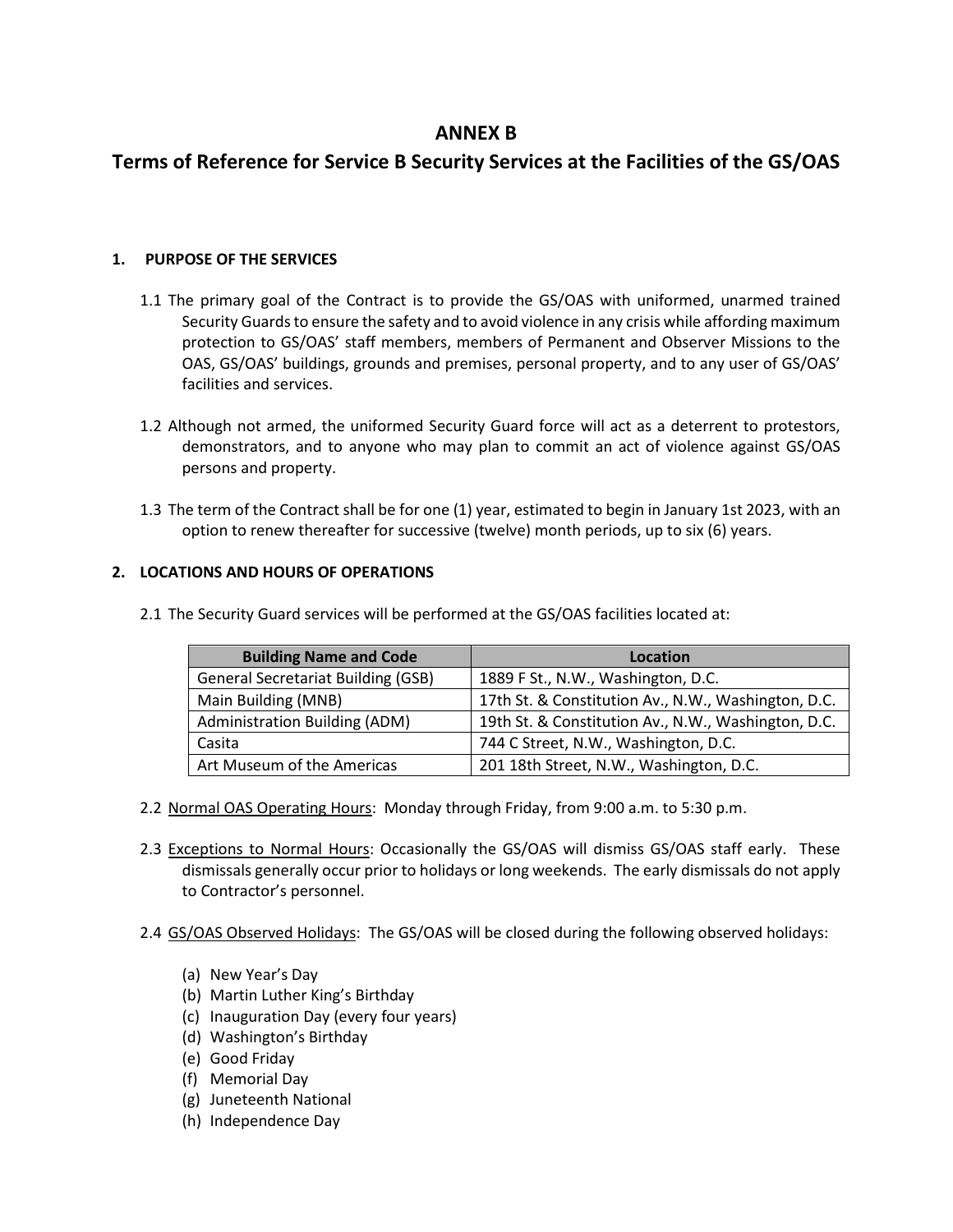# ANNEX B

## Terms of Reference for Service B Security Services at the Facilities of the GS/OAS

### 1. PURPOSE OF THE SERVICES

1.1 The primary goal of the Contract is to provide the GS/OAS with uniformed, unarmed trained Security Guards to ensure the safety and to avoid violence in any crisis while affording maximum protection to GS/OAS' staff members, members of Permanent and Observer Missions to the OAS, GS/OAS' buildings, grounds and premises, personal property, and to any user of GS/OAS' facilities and services.

1.2 Although not armed, the uniformed Security Guard force will act as a deterrent to protestors, demonstrators, and to anyone who may plan to commit an act of violence against GS/OAS persons and property.

1.3 The term of the Contract shall be for one (1) year, estimated to begin in January 1st 2023, with an option to renew thereafter for successive (twelve) month periods, up to six (6) years.

### 2. LOCATIONS AND HOURS OF OPERATIONS

2.1 The Security Guard services will be performed at the GS/OAS facilities located at:

| Building Name and Code | Location |
|---|---|
| General Secretariat Building (GSB) | 1889 F St., N.W., Washington, D.C. |
| Main Building (MNB) | 17th St. & Constitution Av., N.W., Washington, D.C. |
| Administration Building (ADM) | 19th St. & Constitution Av., N.W., Washington, D.C. |
| Casita | 744 C Street, N.W., Washington, D.C. |
| Art Museum of the Americas | 201 18th Street, N.W., Washington, D.C. |

2.2 Normal OAS Operating Hours: Monday through Friday, from 9:00 a.m. to 5:30 p.m.

2.3 Exceptions to Normal Hours: Occasionally the GS/OAS will dismiss GS/OAS staff early. These dismissals generally occur prior to holidays or long weekends. The early dismissals do not apply to Contractor's personnel.

2.4 GS/OAS Observed Holidays: The GS/OAS will be closed during the following observed holidays:

(a) New Year's Day
(b) Martin Luther King's Birthday
(c) Inauguration Day (every four years)
(d) Washington's Birthday
(e) Good Friday
(f) Memorial Day
(g) Juneteenth National
(h) Independence Day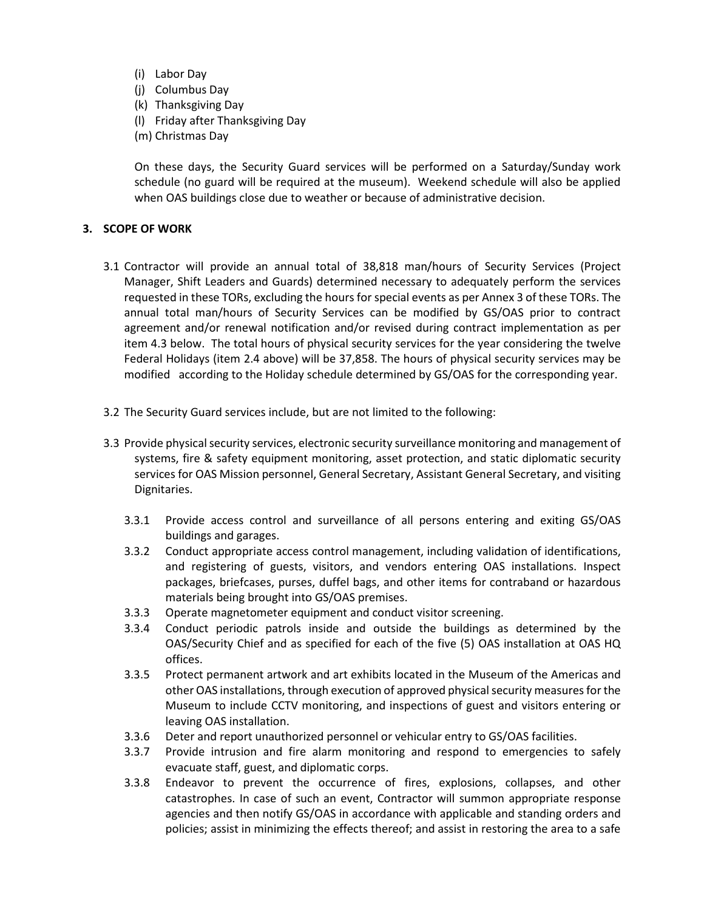(i) Labor Day
(j) Columbus Day
(k) Thanksgiving Day
(l) Friday after Thanksgiving Day
(m) Christmas Day

On these days, the Security Guard services will be performed on a Saturday/Sunday work schedule (no guard will be required at the museum). Weekend schedule will also be applied when OAS buildings close due to weather or because of administrative decision.

## 3. SCOPE OF WORK

3.1 Contractor will provide an annual total of 38,818 man/hours of Security Services (Project Manager, Shift Leaders and Guards) determined necessary to adequately perform the services requested in these TORs, excluding the hours for special events as per Annex 3 of these TORs. The annual total man/hours of Security Services can be modified by GS/OAS prior to contract agreement and/or renewal notification and/or revised during contract implementation as per item 4.3 below. The total hours of physical security services for the year considering the twelve Federal Holidays (item 2.4 above) will be 37,858. The hours of physical security services may be modified according to the Holiday schedule determined by GS/OAS for the corresponding year.

3.2 The Security Guard services include, but are not limited to the following:

3.3 Provide physical security services, electronic security surveillance monitoring and management of systems, fire & safety equipment monitoring, asset protection, and static diplomatic security services for OAS Mission personnel, General Secretary, Assistant General Secretary, and visiting Dignitaries.

- 3.3.1 Provide access control and surveillance of all persons entering and exiting GS/OAS buildings and garages.
- 3.3.2 Conduct appropriate access control management, including validation of identifications, and registering of guests, visitors, and vendors entering OAS installations. Inspect packages, briefcases, purses, duffel bags, and other items for contraband or hazardous materials being brought into GS/OAS premises.
- 3.3.3 Operate magnetometer equipment and conduct visitor screening.
- 3.3.4 Conduct periodic patrols inside and outside the buildings as determined by the OAS/Security Chief and as specified for each of the five (5) OAS installation at OAS HQ offices.
- 3.3.5 Protect permanent artwork and art exhibits located in the Museum of the Americas and other OAS installations, through execution of approved physical security measures for the Museum to include CCTV monitoring, and inspections of guest and visitors entering or leaving OAS installation.
- 3.3.6 Deter and report unauthorized personnel or vehicular entry to GS/OAS facilities.
- 3.3.7 Provide intrusion and fire alarm monitoring and respond to emergencies to safely evacuate staff, guest, and diplomatic corps.
- 3.3.8 Endeavor to prevent the occurrence of fires, explosions, collapses, and other catastrophes. In case of such an event, Contractor will summon appropriate response agencies and then notify GS/OAS in accordance with applicable and standing orders and policies; assist in minimizing the effects thereof; and assist in restoring the area to a safe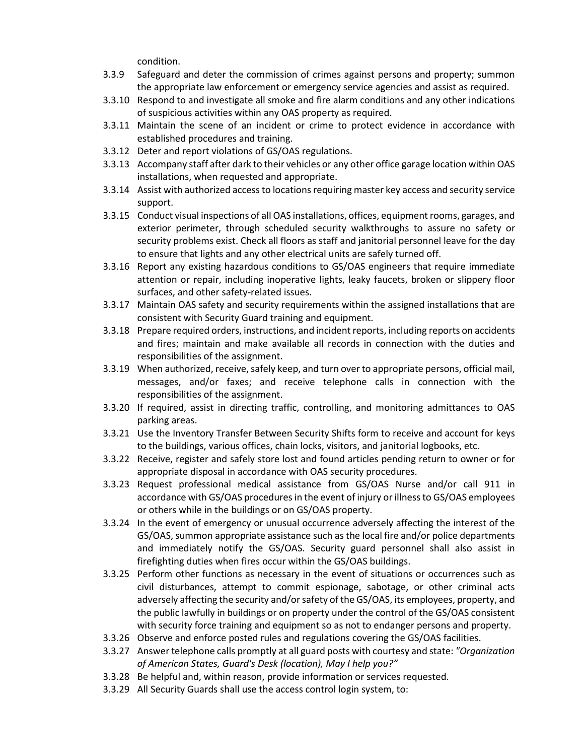condition.

3.3.9 Safeguard and deter the commission of crimes against persons and property; summon the appropriate law enforcement or emergency service agencies and assist as required.

3.3.10 Respond to and investigate all smoke and fire alarm conditions and any other indications of suspicious activities within any OAS property as required.

3.3.11 Maintain the scene of an incident or crime to protect evidence in accordance with established procedures and training.

3.3.12 Deter and report violations of GS/OAS regulations.

3.3.13 Accompany staff after dark to their vehicles or any other office garage location within OAS installations, when requested and appropriate.

3.3.14 Assist with authorized access to locations requiring master key access and security service support.

3.3.15 Conduct visual inspections of all OAS installations, offices, equipment rooms, garages, and exterior perimeter, through scheduled security walkthroughs to assure no safety or security problems exist. Check all floors as staff and janitorial personnel leave for the day to ensure that lights and any other electrical units are safely turned off.

3.3.16 Report any existing hazardous conditions to GS/OAS engineers that require immediate attention or repair, including inoperative lights, leaky faucets, broken or slippery floor surfaces, and other safety-related issues.

3.3.17 Maintain OAS safety and security requirements within the assigned installations that are consistent with Security Guard training and equipment.

3.3.18 Prepare required orders, instructions, and incident reports, including reports on accidents and fires; maintain and make available all records in connection with the duties and responsibilities of the assignment.

3.3.19 When authorized, receive, safely keep, and turn over to appropriate persons, official mail, messages, and/or faxes; and receive telephone calls in connection with the responsibilities of the assignment.

3.3.20 If required, assist in directing traffic, controlling, and monitoring admittances to OAS parking areas.

3.3.21 Use the Inventory Transfer Between Security Shifts form to receive and account for keys to the buildings, various offices, chain locks, visitors, and janitorial logbooks, etc.

3.3.22 Receive, register and safely store lost and found articles pending return to owner or for appropriate disposal in accordance with OAS security procedures.

3.3.23 Request professional medical assistance from GS/OAS Nurse and/or call 911 in accordance with GS/OAS procedures in the event of injury or illness to GS/OAS employees or others while in the buildings or on GS/OAS property.

3.3.24 In the event of emergency or unusual occurrence adversely affecting the interest of the GS/OAS, summon appropriate assistance such as the local fire and/or police departments and immediately notify the GS/OAS. Security guard personnel shall also assist in firefighting duties when fires occur within the GS/OAS buildings.

3.3.25 Perform other functions as necessary in the event of situations or occurrences such as civil disturbances, attempt to commit espionage, sabotage, or other criminal acts adversely affecting the security and/or safety of the GS/OAS, its employees, property, and the public lawfully in buildings or on property under the control of the GS/OAS consistent with security force training and equipment so as not to endanger persons and property.

3.3.26 Observe and enforce posted rules and regulations covering the GS/OAS facilities.

3.3.27 Answer telephone calls promptly at all guard posts with courtesy and state: *"Organization of American States, Guard's Desk (location), May I help you?"*

3.3.28 Be helpful and, within reason, provide information or services requested.

3.3.29 All Security Guards shall use the access control login system, to: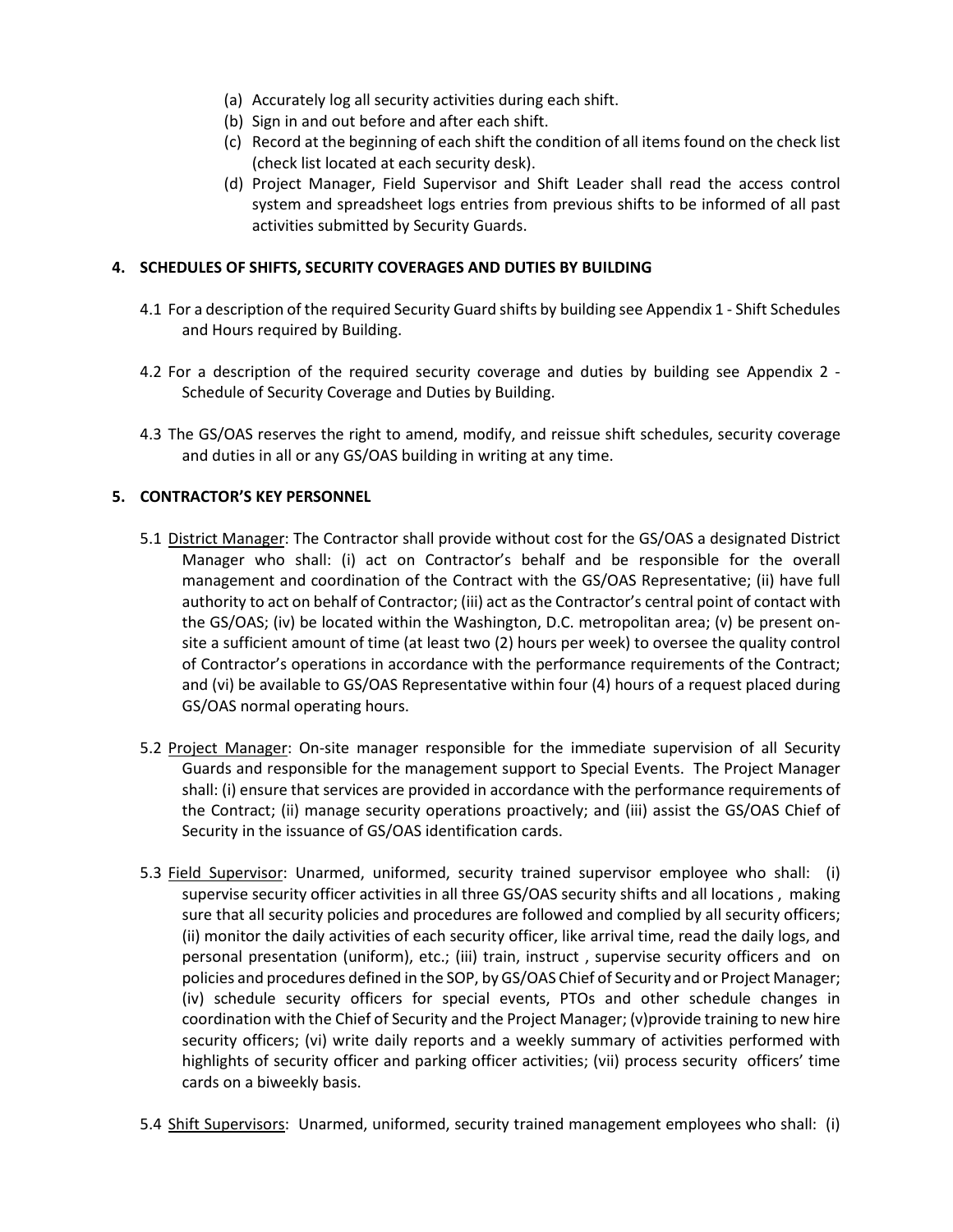(a) Accurately log all security activities during each shift.
(b) Sign in and out before and after each shift.
(c) Record at the beginning of each shift the condition of all items found on the check list (check list located at each security desk).
(d) Project Manager, Field Supervisor and Shift Leader shall read the access control system and spreadsheet logs entries from previous shifts to be informed of all past activities submitted by Security Guards.

**4. SCHEDULES OF SHIFTS, SECURITY COVERAGES AND DUTIES BY BUILDING**

4.1 For a description of the required Security Guard shifts by building see Appendix 1 - Shift Schedules and Hours required by Building.

4.2 For a description of the required security coverage and duties by building see Appendix 2 - Schedule of Security Coverage and Duties by Building.

4.3 The GS/OAS reserves the right to amend, modify, and reissue shift schedules, security coverage and duties in all or any GS/OAS building in writing at any time.

**5. CONTRACTOR'S KEY PERSONNEL**

5.1 District Manager: The Contractor shall provide without cost for the GS/OAS a designated District Manager who shall: (i) act on Contractor's behalf and be responsible for the overall management and coordination of the Contract with the GS/OAS Representative; (ii) have full authority to act on behalf of Contractor; (iii) act as the Contractor's central point of contact with the GS/OAS; (iv) be located within the Washington, D.C. metropolitan area; (v) be present on-site a sufficient amount of time (at least two (2) hours per week) to oversee the quality control of Contractor's operations in accordance with the performance requirements of the Contract; and (vi) be available to GS/OAS Representative within four (4) hours of a request placed during GS/OAS normal operating hours.

5.2 Project Manager: On-site manager responsible for the immediate supervision of all Security Guards and responsible for the management support to Special Events. The Project Manager shall: (i) ensure that services are provided in accordance with the performance requirements of the Contract; (ii) manage security operations proactively; and (iii) assist the GS/OAS Chief of Security in the issuance of GS/OAS identification cards.

5.3 Field Supervisor: Unarmed, uniformed, security trained supervisor employee who shall: (i) supervise security officer activities in all three GS/OAS security shifts and all locations , making sure that all security policies and procedures are followed and complied by all security officers; (ii) monitor the daily activities of each security officer, like arrival time, read the daily logs, and personal presentation (uniform), etc.; (iii) train, instruct , supervise security officers and on policies and procedures defined in the SOP, by GS/OAS Chief of Security and or Project Manager; (iv) schedule security officers for special events, PTOs and other schedule changes in coordination with the Chief of Security and the Project Manager; (v)provide training to new hire security officers; (vi) write daily reports and a weekly summary of activities performed with highlights of security officer and parking officer activities; (vii) process security officers' time cards on a biweekly basis.

5.4 Shift Supervisors: Unarmed, uniformed, security trained management employees who shall: (i)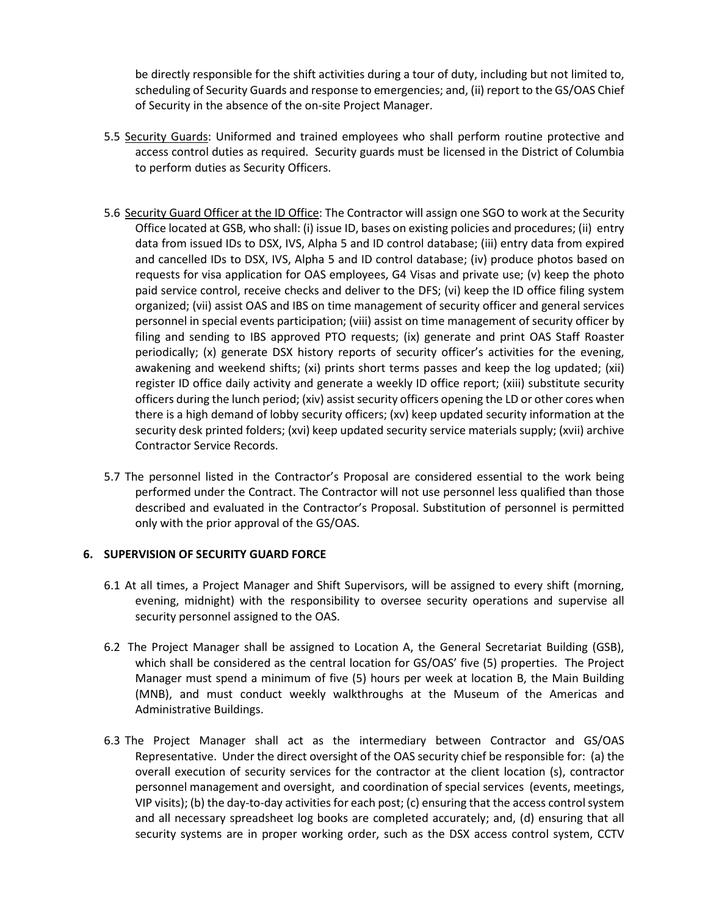be directly responsible for the shift activities during a tour of duty, including but not limited to, scheduling of Security Guards and response to emergencies; and, (ii) report to the GS/OAS Chief of Security in the absence of the on-site Project Manager.

5.5 <u>Security Guards</u>: Uniformed and trained employees who shall perform routine protective and access control duties as required. Security guards must be licensed in the District of Columbia to perform duties as Security Officers.

5.6 <u>Security Guard Officer at the ID Office</u>: The Contractor will assign one SGO to work at the Security Office located at GSB, who shall: (i) issue ID, bases on existing policies and procedures; (ii) entry data from issued IDs to DSX, IVS, Alpha 5 and ID control database; (iii) entry data from expired and cancelled IDs to DSX, IVS, Alpha 5 and ID control database; (iv) produce photos based on requests for visa application for OAS employees, G4 Visas and private use; (v) keep the photo paid service control, receive checks and deliver to the DFS; (vi) keep the ID office filing system organized; (vii) assist OAS and IBS on time management of security officer and general services personnel in special events participation; (viii) assist on time management of security officer by filing and sending to IBS approved PTO requests; (ix) generate and print OAS Staff Roaster periodically; (x) generate DSX history reports of security officer's activities for the evening, awakening and weekend shifts; (xi) prints short terms passes and keep the log updated; (xii) register ID office daily activity and generate a weekly ID office report; (xiii) substitute security officers during the lunch period; (xiv) assist security officers opening the LD or other cores when there is a high demand of lobby security officers; (xv) keep updated security information at the security desk printed folders; (xvi) keep updated security service materials supply; (xvii) archive Contractor Service Records.

5.7 The personnel listed in the Contractor's Proposal are considered essential to the work being performed under the Contract. The Contractor will not use personnel less qualified than those described and evaluated in the Contractor's Proposal. Substitution of personnel is permitted only with the prior approval of the GS/OAS.

## 6. SUPERVISION OF SECURITY GUARD FORCE

6.1 At all times, a Project Manager and Shift Supervisors, will be assigned to every shift (morning, evening, midnight) with the responsibility to oversee security operations and supervise all security personnel assigned to the OAS.

6.2 The Project Manager shall be assigned to Location A, the General Secretariat Building (GSB), which shall be considered as the central location for GS/OAS' five (5) properties. The Project Manager must spend a minimum of five (5) hours per week at location B, the Main Building (MNB), and must conduct weekly walkthroughs at the Museum of the Americas and Administrative Buildings.

6.3 The Project Manager shall act as the intermediary between Contractor and GS/OAS Representative. Under the direct oversight of the OAS security chief be responsible for: (a) the overall execution of security services for the contractor at the client location (s), contractor personnel management and oversight, and coordination of special services (events, meetings, VIP visits); (b) the day-to-day activities for each post; (c) ensuring that the access control system and all necessary spreadsheet log books are completed accurately; and, (d) ensuring that all security systems are in proper working order, such as the DSX access control system, CCTV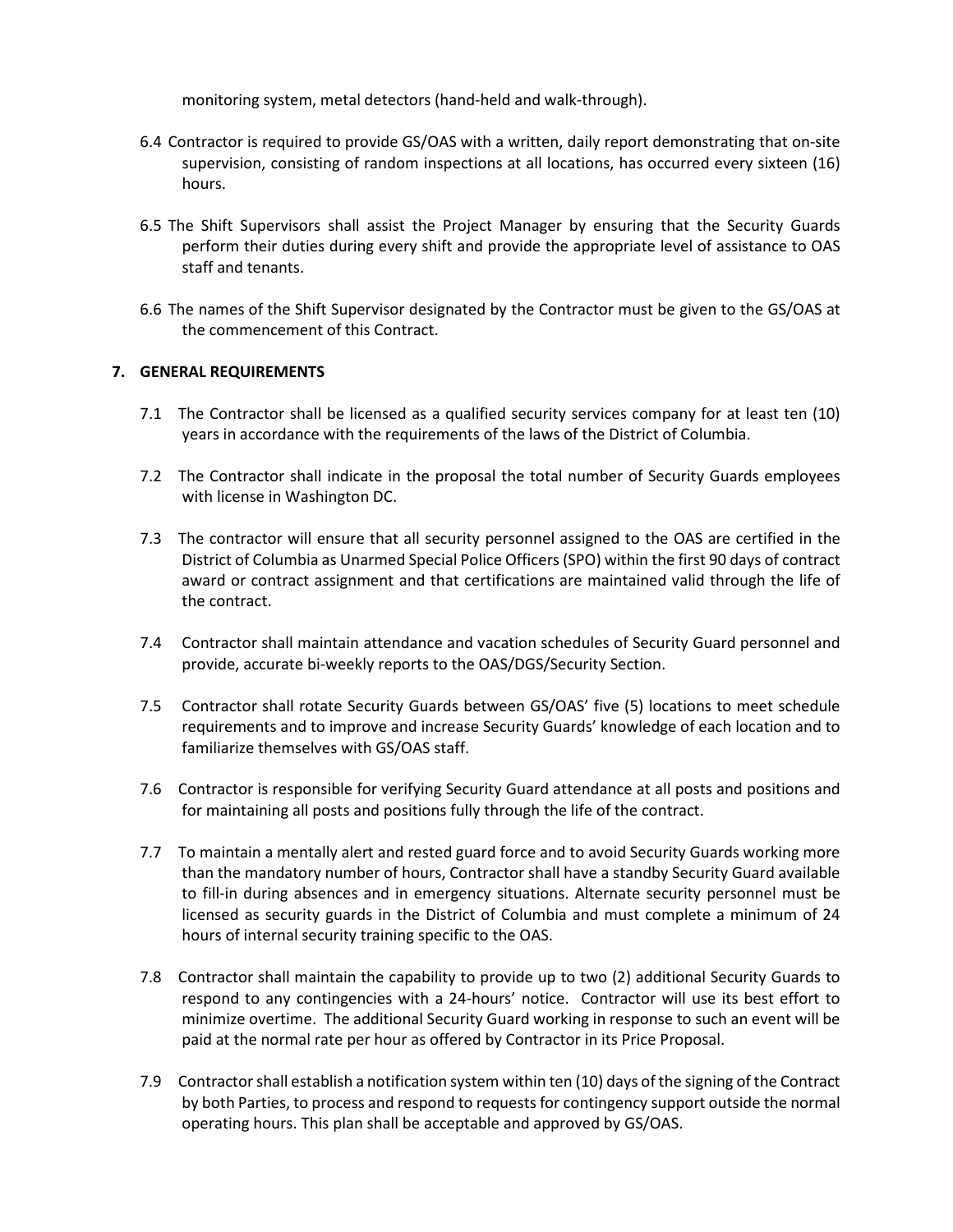monitoring system, metal detectors (hand-held and walk-through).

6.4 Contractor is required to provide GS/OAS with a written, daily report demonstrating that on-site supervision, consisting of random inspections at all locations, has occurred every sixteen (16) hours.

6.5 The Shift Supervisors shall assist the Project Manager by ensuring that the Security Guards perform their duties during every shift and provide the appropriate level of assistance to OAS staff and tenants.

6.6 The names of the Shift Supervisor designated by the Contractor must be given to the GS/OAS at the commencement of this Contract.

## 7. GENERAL REQUIREMENTS

7.1 The Contractor shall be licensed as a qualified security services company for at least ten (10) years in accordance with the requirements of the laws of the District of Columbia.

7.2 The Contractor shall indicate in the proposal the total number of Security Guards employees with license in Washington DC.

7.3 The contractor will ensure that all security personnel assigned to the OAS are certified in the District of Columbia as Unarmed Special Police Officers (SPO) within the first 90 days of contract award or contract assignment and that certifications are maintained valid through the life of the contract.

7.4 Contractor shall maintain attendance and vacation schedules of Security Guard personnel and provide, accurate bi-weekly reports to the OAS/DGS/Security Section.

7.5 Contractor shall rotate Security Guards between GS/OAS' five (5) locations to meet schedule requirements and to improve and increase Security Guards' knowledge of each location and to familiarize themselves with GS/OAS staff.

7.6 Contractor is responsible for verifying Security Guard attendance at all posts and positions and for maintaining all posts and positions fully through the life of the contract.

7.7 To maintain a mentally alert and rested guard force and to avoid Security Guards working more than the mandatory number of hours, Contractor shall have a standby Security Guard available to fill-in during absences and in emergency situations. Alternate security personnel must be licensed as security guards in the District of Columbia and must complete a minimum of 24 hours of internal security training specific to the OAS.

7.8 Contractor shall maintain the capability to provide up to two (2) additional Security Guards to respond to any contingencies with a 24-hours' notice. Contractor will use its best effort to minimize overtime. The additional Security Guard working in response to such an event will be paid at the normal rate per hour as offered by Contractor in its Price Proposal.

7.9 Contractor shall establish a notification system within ten (10) days of the signing of the Contract by both Parties, to process and respond to requests for contingency support outside the normal operating hours. This plan shall be acceptable and approved by GS/OAS.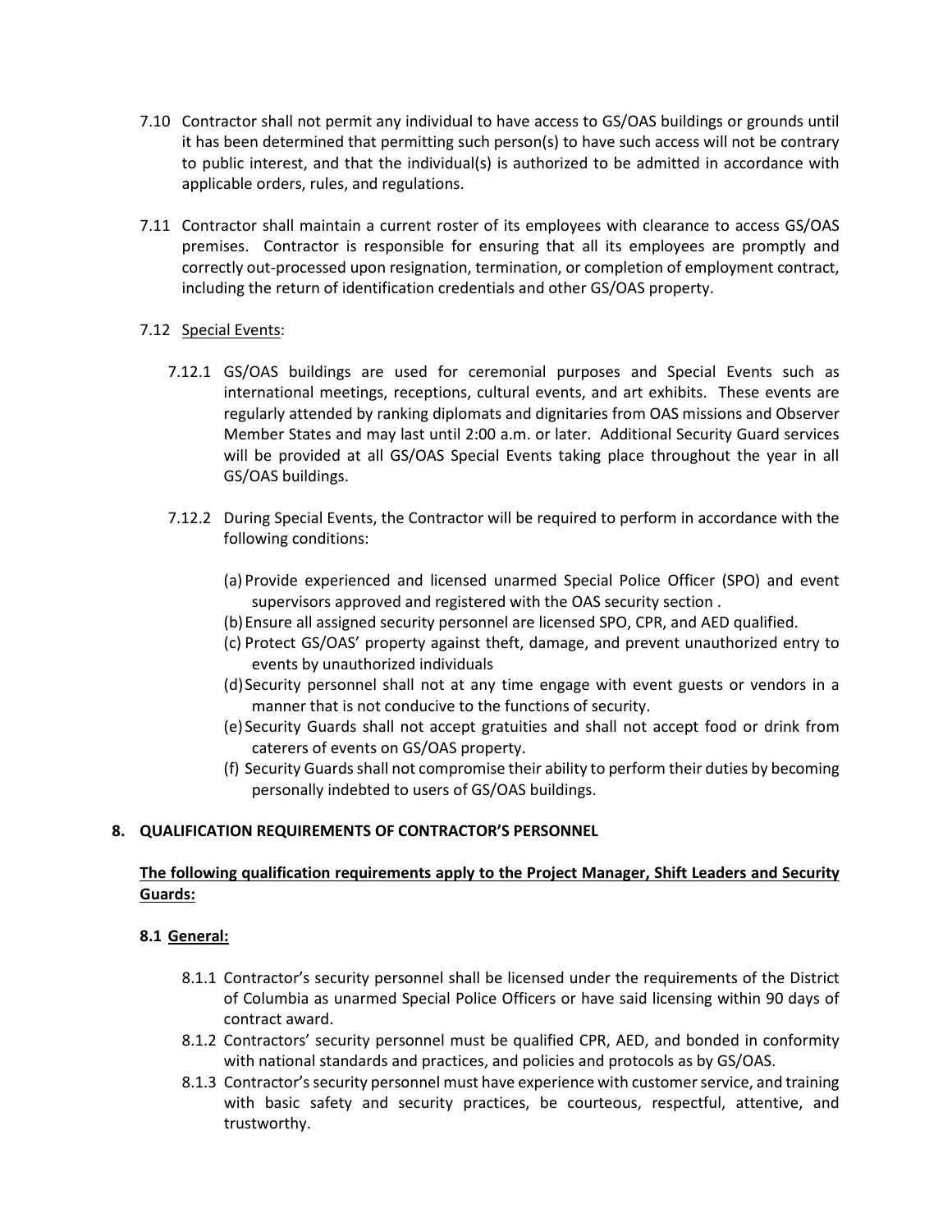7.10 Contractor shall not permit any individual to have access to GS/OAS buildings or grounds until it has been determined that permitting such person(s) to have such access will not be contrary to public interest, and that the individual(s) is authorized to be admitted in accordance with applicable orders, rules, and regulations.

7.11 Contractor shall maintain a current roster of its employees with clearance to access GS/OAS premises. Contractor is responsible for ensuring that all its employees are promptly and correctly out-processed upon resignation, termination, or completion of employment contract, including the return of identification credentials and other GS/OAS property.

7.12 Special Events:

7.12.1 GS/OAS buildings are used for ceremonial purposes and Special Events such as international meetings, receptions, cultural events, and art exhibits. These events are regularly attended by ranking diplomats and dignitaries from OAS missions and Observer Member States and may last until 2:00 a.m. or later. Additional Security Guard services will be provided at all GS/OAS Special Events taking place throughout the year in all GS/OAS buildings.

7.12.2 During Special Events, the Contractor will be required to perform in accordance with the following conditions:

(a) Provide experienced and licensed unarmed Special Police Officer (SPO) and event supervisors approved and registered with the OAS security section .
(b) Ensure all assigned security personnel are licensed SPO, CPR, and AED qualified.
(c) Protect GS/OAS' property against theft, damage, and prevent unauthorized entry to events by unauthorized individuals
(d) Security personnel shall not at any time engage with event guests or vendors in a manner that is not conducive to the functions of security.
(e) Security Guards shall not accept gratuities and shall not accept food or drink from caterers of events on GS/OAS property.
(f) Security Guards shall not compromise their ability to perform their duties by becoming personally indebted to users of GS/OAS buildings.

## 8. QUALIFICATION REQUIREMENTS OF CONTRACTOR'S PERSONNEL

**The following qualification requirements apply to the Project Manager, Shift Leaders and Security Guards:**

### 8.1 General:

8.1.1 Contractor's security personnel shall be licensed under the requirements of the District of Columbia as unarmed Special Police Officers or have said licensing within 90 days of contract award.

8.1.2 Contractors' security personnel must be qualified CPR, AED, and bonded in conformity with national standards and practices, and policies and protocols as by GS/OAS.

8.1.3 Contractor's security personnel must have experience with customer service, and training with basic safety and security practices, be courteous, respectful, attentive, and trustworthy.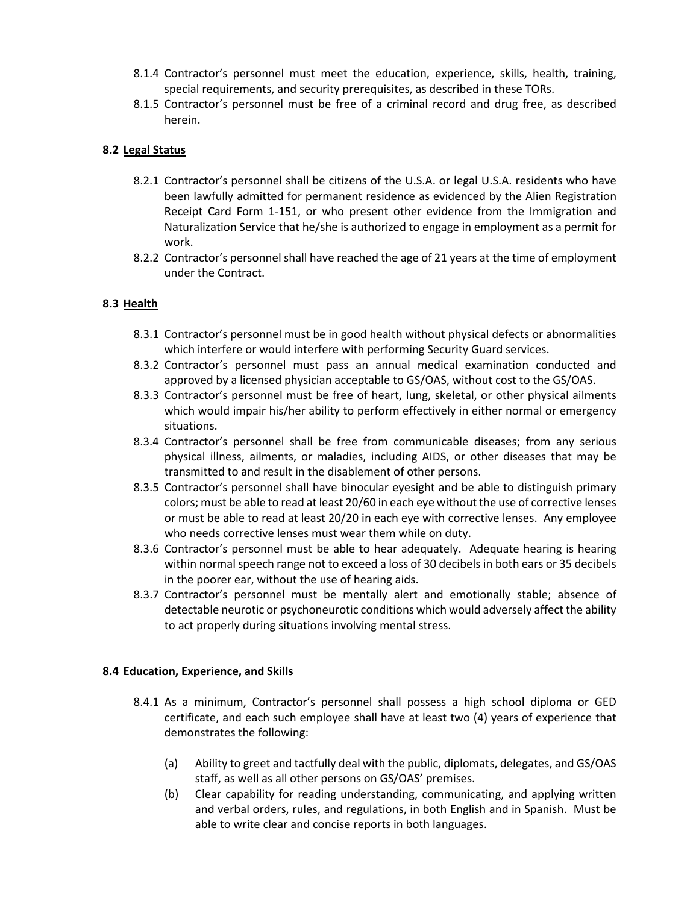8.1.4 Contractor's personnel must meet the education, experience, skills, health, training, special requirements, and security prerequisites, as described in these TORs.

8.1.5 Contractor's personnel must be free of a criminal record and drug free, as described herein.

### 8.2 Legal Status

8.2.1 Contractor's personnel shall be citizens of the U.S.A. or legal U.S.A. residents who have been lawfully admitted for permanent residence as evidenced by the Alien Registration Receipt Card Form 1-151, or who present other evidence from the Immigration and Naturalization Service that he/she is authorized to engage in employment as a permit for work.

8.2.2 Contractor's personnel shall have reached the age of 21 years at the time of employment under the Contract.

### 8.3 Health

8.3.1 Contractor's personnel must be in good health without physical defects or abnormalities which interfere or would interfere with performing Security Guard services.

8.3.2 Contractor's personnel must pass an annual medical examination conducted and approved by a licensed physician acceptable to GS/OAS, without cost to the GS/OAS.

8.3.3 Contractor's personnel must be free of heart, lung, skeletal, or other physical ailments which would impair his/her ability to perform effectively in either normal or emergency situations.

8.3.4 Contractor's personnel shall be free from communicable diseases; from any serious physical illness, ailments, or maladies, including AIDS, or other diseases that may be transmitted to and result in the disablement of other persons.

8.3.5 Contractor's personnel shall have binocular eyesight and be able to distinguish primary colors; must be able to read at least 20/60 in each eye without the use of corrective lenses or must be able to read at least 20/20 in each eye with corrective lenses. Any employee who needs corrective lenses must wear them while on duty.

8.3.6 Contractor's personnel must be able to hear adequately. Adequate hearing is hearing within normal speech range not to exceed a loss of 30 decibels in both ears or 35 decibels in the poorer ear, without the use of hearing aids.

8.3.7 Contractor's personnel must be mentally alert and emotionally stable; absence of detectable neurotic or psychoneurotic conditions which would adversely affect the ability to act properly during situations involving mental stress.

### 8.4 Education, Experience, and Skills

8.4.1 As a minimum, Contractor's personnel shall possess a high school diploma or GED certificate, and each such employee shall have at least two (4) years of experience that demonstrates the following:

(a) Ability to greet and tactfully deal with the public, diplomats, delegates, and GS/OAS staff, as well as all other persons on GS/OAS' premises.

(b) Clear capability for reading understanding, communicating, and applying written and verbal orders, rules, and regulations, in both English and in Spanish. Must be able to write clear and concise reports in both languages.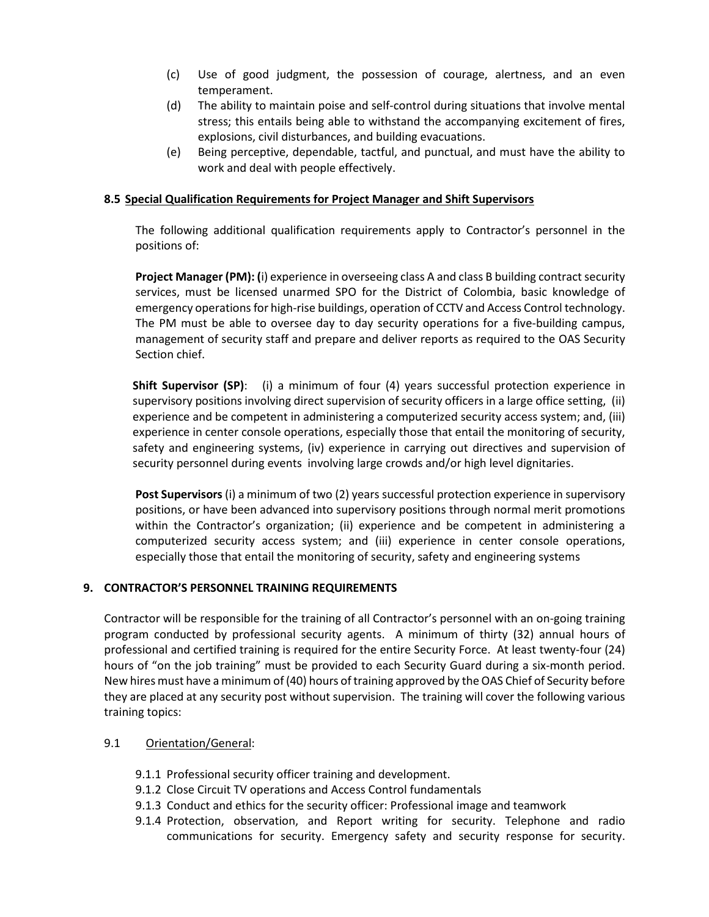(c) Use of good judgment, the possession of courage, alertness, and an even temperament.

(d) The ability to maintain poise and self-control during situations that involve mental stress; this entails being able to withstand the accompanying excitement of fires, explosions, civil disturbances, and building evacuations.

(e) Being perceptive, dependable, tactful, and punctual, and must have the ability to work and deal with people effectively.

### 8.5 Special Qualification Requirements for Project Manager and Shift Supervisors

The following additional qualification requirements apply to Contractor's personnel in the positions of:

**Project Manager (PM): (**i) experience in overseeing class A and class B building contract security services, must be licensed unarmed SPO for the District of Colombia, basic knowledge of emergency operations for high-rise buildings, operation of CCTV and Access Control technology. The PM must be able to oversee day to day security operations for a five-building campus, management of security staff and prepare and deliver reports as required to the OAS Security Section chief.

**Shift Supervisor (SP)**: (i) a minimum of four (4) years successful protection experience in supervisory positions involving direct supervision of security officers in a large office setting, (ii) experience and be competent in administering a computerized security access system; and, (iii) experience in center console operations, especially those that entail the monitoring of security, safety and engineering systems, (iv) experience in carrying out directives and supervision of security personnel during events involving large crowds and/or high level dignitaries.

**Post Supervisors** (i) a minimum of two (2) years successful protection experience in supervisory positions, or have been advanced into supervisory positions through normal merit promotions within the Contractor's organization; (ii) experience and be competent in administering a computerized security access system; and (iii) experience in center console operations, especially those that entail the monitoring of security, safety and engineering systems

## 9. CONTRACTOR'S PERSONNEL TRAINING REQUIREMENTS

Contractor will be responsible for the training of all Contractor's personnel with an on-going training program conducted by professional security agents. A minimum of thirty (32) annual hours of professional and certified training is required for the entire Security Force. At least twenty-four (24) hours of "on the job training" must be provided to each Security Guard during a six-month period. New hires must have a minimum of (40) hours of training approved by the OAS Chief of Security before they are placed at any security post without supervision. The training will cover the following various training topics:

9.1 Orientation/General:

9.1.1 Professional security officer training and development.

9.1.2 Close Circuit TV operations and Access Control fundamentals

9.1.3 Conduct and ethics for the security officer: Professional image and teamwork

9.1.4 Protection, observation, and Report writing for security. Telephone and radio communications for security. Emergency safety and security response for security.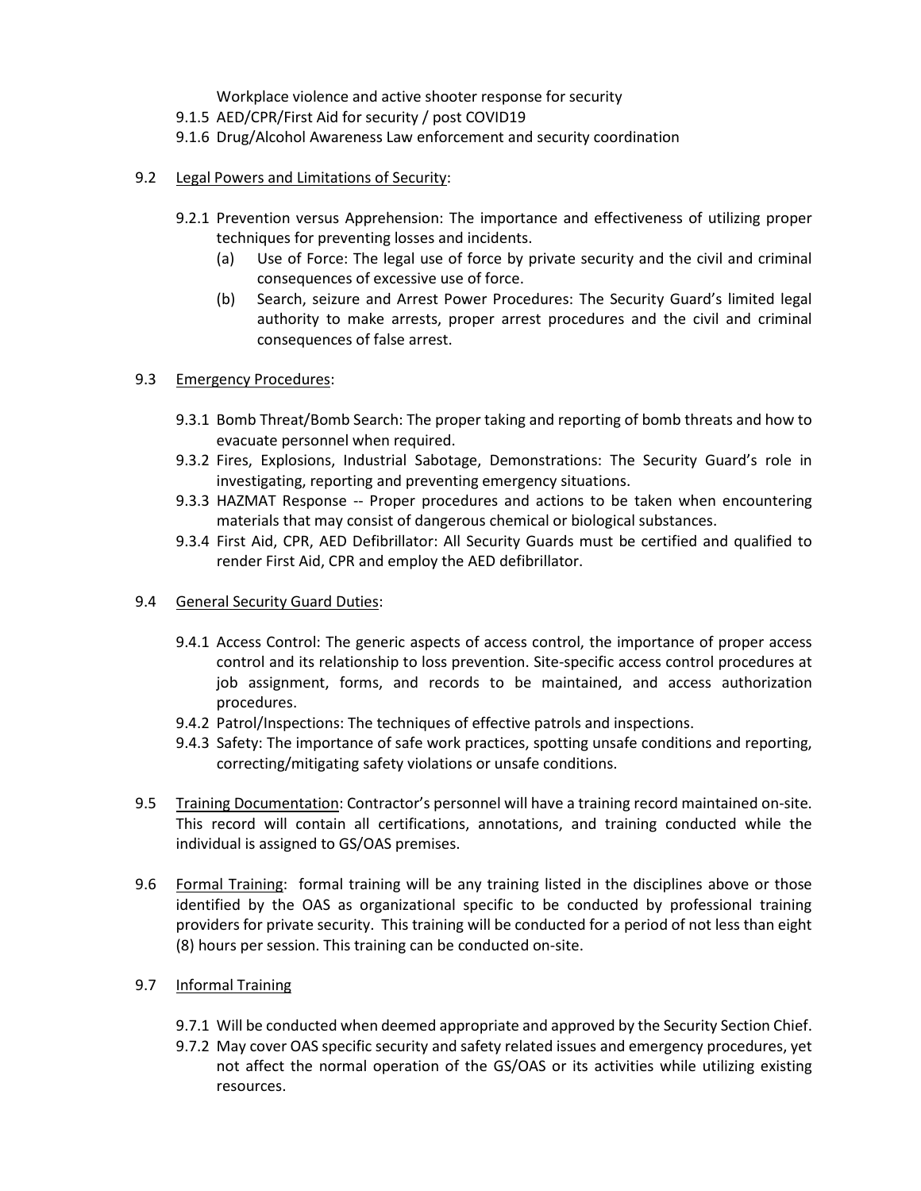Workplace violence and active shooter response for security

9.1.5 AED/CPR/First Aid for security / post COVID19

9.1.6 Drug/Alcohol Awareness Law enforcement and security coordination

9.2 Legal Powers and Limitations of Security:

9.2.1 Prevention versus Apprehension: The importance and effectiveness of utilizing proper techniques for preventing losses and incidents.

(a) Use of Force: The legal use of force by private security and the civil and criminal consequences of excessive use of force.

(b) Search, seizure and Arrest Power Procedures: The Security Guard's limited legal authority to make arrests, proper arrest procedures and the civil and criminal consequences of false arrest.

9.3 Emergency Procedures:

9.3.1 Bomb Threat/Bomb Search: The proper taking and reporting of bomb threats and how to evacuate personnel when required.

9.3.2 Fires, Explosions, Industrial Sabotage, Demonstrations: The Security Guard's role in investigating, reporting and preventing emergency situations.

9.3.3 HAZMAT Response -- Proper procedures and actions to be taken when encountering materials that may consist of dangerous chemical or biological substances.

9.3.4 First Aid, CPR, AED Defibrillator: All Security Guards must be certified and qualified to render First Aid, CPR and employ the AED defibrillator.

9.4 General Security Guard Duties:

9.4.1 Access Control: The generic aspects of access control, the importance of proper access control and its relationship to loss prevention. Site-specific access control procedures at job assignment, forms, and records to be maintained, and access authorization procedures.

9.4.2 Patrol/Inspections: The techniques of effective patrols and inspections.

9.4.3 Safety: The importance of safe work practices, spotting unsafe conditions and reporting, correcting/mitigating safety violations or unsafe conditions.

9.5 Training Documentation: Contractor's personnel will have a training record maintained on-site. This record will contain all certifications, annotations, and training conducted while the individual is assigned to GS/OAS premises.

9.6 Formal Training: formal training will be any training listed in the disciplines above or those identified by the OAS as organizational specific to be conducted by professional training providers for private security. This training will be conducted for a period of not less than eight (8) hours per session. This training can be conducted on-site.

9.7 Informal Training

9.7.1 Will be conducted when deemed appropriate and approved by the Security Section Chief.

9.7.2 May cover OAS specific security and safety related issues and emergency procedures, yet not affect the normal operation of the GS/OAS or its activities while utilizing existing resources.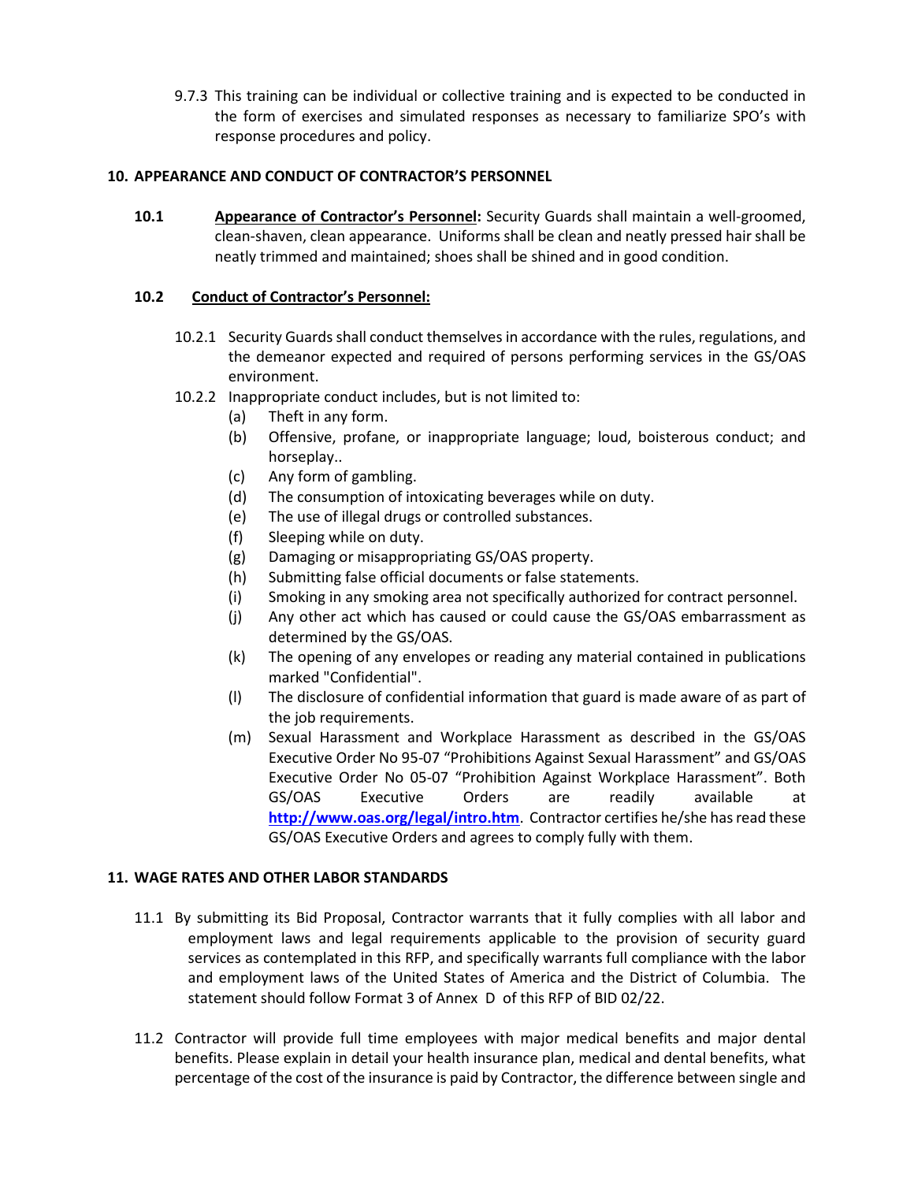9.7.3 This training can be individual or collective training and is expected to be conducted in the form of exercises and simulated responses as necessary to familiarize SPO's with response procedures and policy.

## 10. APPEARANCE AND CONDUCT OF CONTRACTOR'S PERSONNEL

**10.1** **Appearance of Contractor's Personnel:** Security Guards shall maintain a well-groomed, clean-shaven, clean appearance. Uniforms shall be clean and neatly pressed hair shall be neatly trimmed and maintained; shoes shall be shined and in good condition.

**10.2** **Conduct of Contractor's Personnel:**

10.2.1 Security Guards shall conduct themselves in accordance with the rules, regulations, and the demeanor expected and required of persons performing services in the GS/OAS environment.

10.2.2 Inappropriate conduct includes, but is not limited to:

- (a) Theft in any form.
- (b) Offensive, profane, or inappropriate language; loud, boisterous conduct; and horseplay..
- (c) Any form of gambling.
- (d) The consumption of intoxicating beverages while on duty.
- (e) The use of illegal drugs or controlled substances.
- (f) Sleeping while on duty.
- (g) Damaging or misappropriating GS/OAS property.
- (h) Submitting false official documents or false statements.
- (i) Smoking in any smoking area not specifically authorized for contract personnel.
- (j) Any other act which has caused or could cause the GS/OAS embarrassment as determined by the GS/OAS.
- (k) The opening of any envelopes or reading any material contained in publications marked "Confidential".
- (l) The disclosure of confidential information that guard is made aware of as part of the job requirements.
- (m) Sexual Harassment and Workplace Harassment as described in the GS/OAS Executive Order No 95-07 "Prohibitions Against Sexual Harassment" and GS/OAS Executive Order No 05-07 "Prohibition Against Workplace Harassment". Both GS/OAS Executive Orders are readily available at **http://www.oas.org/legal/intro.htm**. Contractor certifies he/she has read these GS/OAS Executive Orders and agrees to comply fully with them.

## 11. WAGE RATES AND OTHER LABOR STANDARDS

11.1 By submitting its Bid Proposal, Contractor warrants that it fully complies with all labor and employment laws and legal requirements applicable to the provision of security guard services as contemplated in this RFP, and specifically warrants full compliance with the labor and employment laws of the United States of America and the District of Columbia. The statement should follow Format 3 of Annex D of this RFP of BID 02/22.

11.2 Contractor will provide full time employees with major medical benefits and major dental benefits. Please explain in detail your health insurance plan, medical and dental benefits, what percentage of the cost of the insurance is paid by Contractor, the difference between single and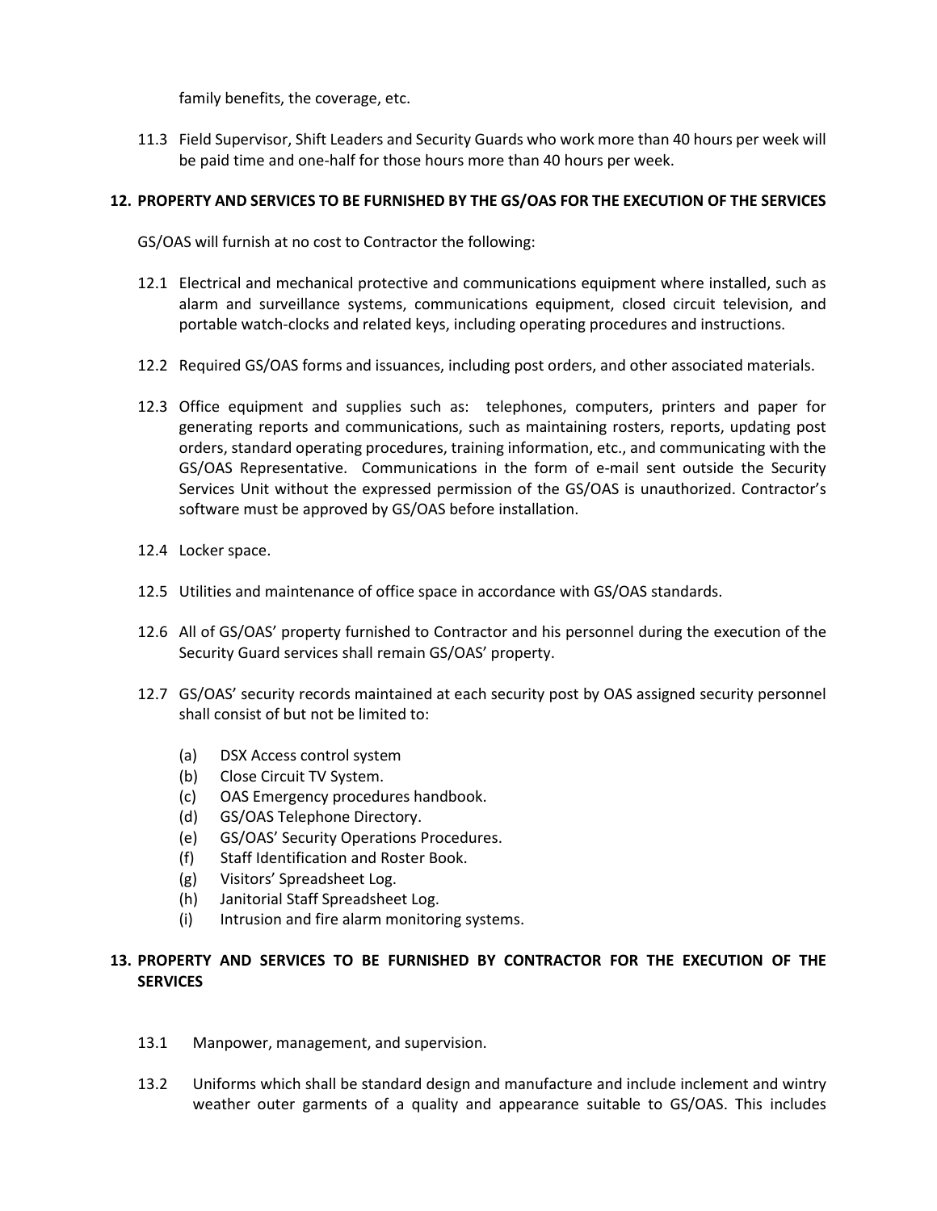family benefits, the coverage, etc.

11.3 Field Supervisor, Shift Leaders and Security Guards who work more than 40 hours per week will be paid time and one-half for those hours more than 40 hours per week.

## 12. PROPERTY AND SERVICES TO BE FURNISHED BY THE GS/OAS FOR THE EXECUTION OF THE SERVICES

GS/OAS will furnish at no cost to Contractor the following:

12.1 Electrical and mechanical protective and communications equipment where installed, such as alarm and surveillance systems, communications equipment, closed circuit television, and portable watch-clocks and related keys, including operating procedures and instructions.

12.2 Required GS/OAS forms and issuances, including post orders, and other associated materials.

12.3 Office equipment and supplies such as: telephones, computers, printers and paper for generating reports and communications, such as maintaining rosters, reports, updating post orders, standard operating procedures, training information, etc., and communicating with the GS/OAS Representative. Communications in the form of e-mail sent outside the Security Services Unit without the expressed permission of the GS/OAS is unauthorized. Contractor's software must be approved by GS/OAS before installation.

12.4 Locker space.

12.5 Utilities and maintenance of office space in accordance with GS/OAS standards.

12.6 All of GS/OAS' property furnished to Contractor and his personnel during the execution of the Security Guard services shall remain GS/OAS' property.

12.7 GS/OAS' security records maintained at each security post by OAS assigned security personnel shall consist of but not be limited to:

- (a) DSX Access control system
- (b) Close Circuit TV System.
- (c) OAS Emergency procedures handbook.
- (d) GS/OAS Telephone Directory.
- (e) GS/OAS' Security Operations Procedures.
- (f) Staff Identification and Roster Book.
- (g) Visitors' Spreadsheet Log.
- (h) Janitorial Staff Spreadsheet Log.
- (i) Intrusion and fire alarm monitoring systems.

## 13. PROPERTY AND SERVICES TO BE FURNISHED BY CONTRACTOR FOR THE EXECUTION OF THE SERVICES

13.1 Manpower, management, and supervision.

13.2 Uniforms which shall be standard design and manufacture and include inclement and wintry weather outer garments of a quality and appearance suitable to GS/OAS. This includes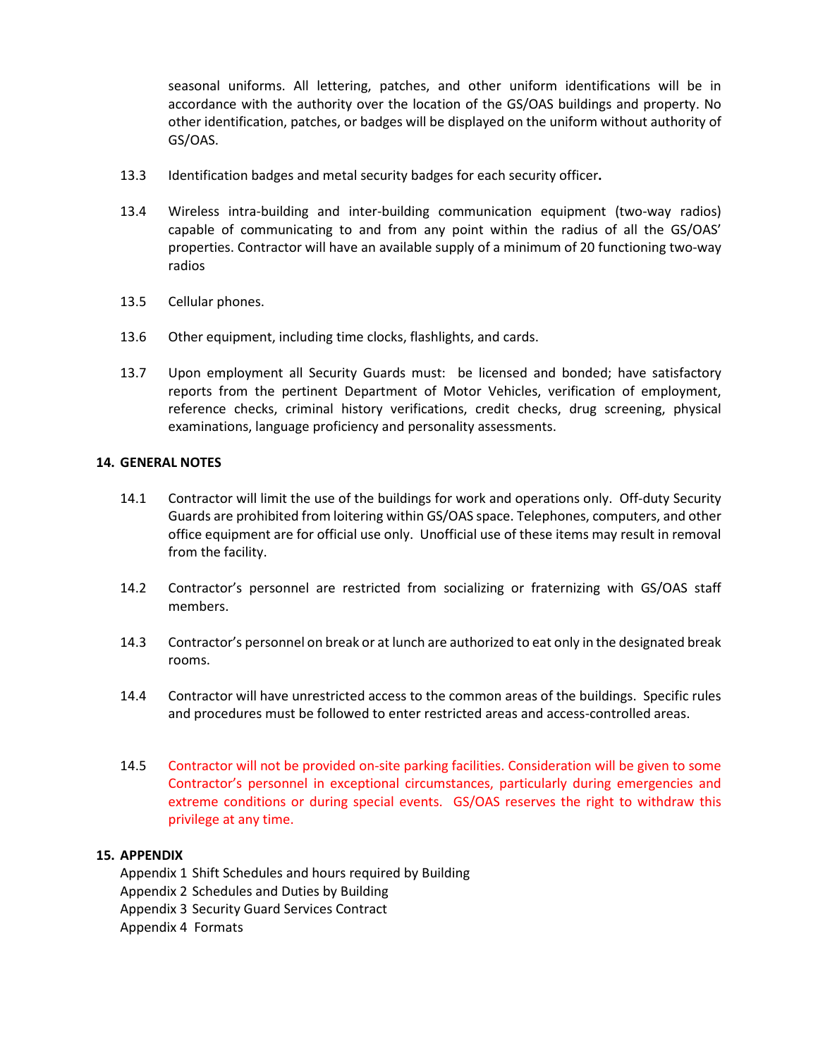seasonal uniforms. All lettering, patches, and other uniform identifications will be in accordance with the authority over the location of the GS/OAS buildings and property. No other identification, patches, or badges will be displayed on the uniform without authority of GS/OAS.

13.3 Identification badges and metal security badges for each security officer**.**

13.4 Wireless intra-building and inter-building communication equipment (two-way radios) capable of communicating to and from any point within the radius of all the GS/OAS' properties. Contractor will have an available supply of a minimum of 20 functioning two-way radios

13.5 Cellular phones.

13.6 Other equipment, including time clocks, flashlights, and cards.

13.7 Upon employment all Security Guards must: be licensed and bonded; have satisfactory reports from the pertinent Department of Motor Vehicles, verification of employment, reference checks, criminal history verifications, credit checks, drug screening, physical examinations, language proficiency and personality assessments.

## 14. GENERAL NOTES

14.1 Contractor will limit the use of the buildings for work and operations only. Off-duty Security Guards are prohibited from loitering within GS/OAS space. Telephones, computers, and other office equipment are for official use only. Unofficial use of these items may result in removal from the facility.

14.2 Contractor's personnel are restricted from socializing or fraternizing with GS/OAS staff members.

14.3 Contractor's personnel on break or at lunch are authorized to eat only in the designated break rooms.

14.4 Contractor will have unrestricted access to the common areas of the buildings. Specific rules and procedures must be followed to enter restricted areas and access-controlled areas.

14.5 Contractor will not be provided on-site parking facilities. Consideration will be given to some Contractor's personnel in exceptional circumstances, particularly during emergencies and extreme conditions or during special events. GS/OAS reserves the right to withdraw this privilege at any time.

## 15. APPENDIX

Appendix 1 Shift Schedules and hours required by Building
Appendix 2 Schedules and Duties by Building
Appendix 3 Security Guard Services Contract
Appendix 4 Formats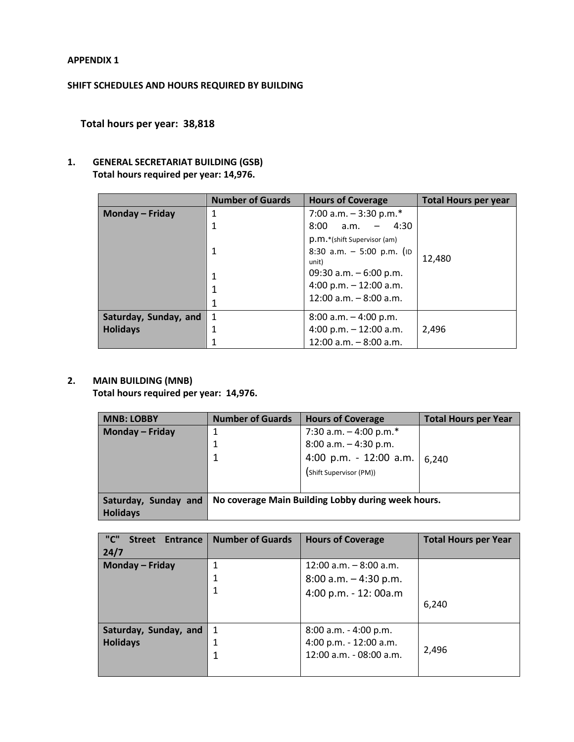**APPENDIX 1**

**SHIFT SCHEDULES AND HOURS REQUIRED BY BUILDING**

**Total hours per year: 38,818**

**1. GENERAL SECRETARIAT BUILDING (GSB)**
**Total hours required per year: 14,976.**

| | Number of Guards | Hours of Coverage | Total Hours per year |
|---|---|---|---|
| **Monday – Friday** | 1<br>1<br>1<br>1<br>1<br>1 | 7:00 a.m. – 3:30 p.m.*<br>8:00 a.m. – 4:30 p.m.*(shift Supervisor (am)<br>8:30 a.m. – 5:00 p.m. (ID unit)<br>09:30 a.m. – 6:00 p.m.<br>4:00 p.m. – 12:00 a.m.<br>12:00 a.m. – 8:00 a.m. | 12,480 |
| **Saturday, Sunday, and Holidays** | 1<br>1<br>1 | 8:00 a.m. – 4:00 p.m.<br>4:00 p.m. – 12:00 a.m.<br>12:00 a.m. – 8:00 a.m. | 2,496 |

**2. MAIN BUILDING (MNB)**
**Total hours required per year: 14,976.**

| MNB: LOBBY | Number of Guards | Hours of Coverage | Total Hours per Year |
|---|---|---|---|
| **Monday – Friday** | 1<br>1<br>1 | 7:30 a.m. – 4:00 p.m.*<br>8:00 a.m. – 4:30 p.m.<br>4:00 p.m. - 12:00 a.m. (Shift Supervisor (PM)) | 6,240 |
| **Saturday, Sunday and Holidays** | **No coverage Main Building Lobby during week hours.** | | |

| "C" Street Entrance 24/7 | Number of Guards | Hours of Coverage | Total Hours per Year |
|---|---|---|---|
| **Monday – Friday** | 1<br>1<br>1 | 12:00 a.m. – 8:00 a.m.<br>8:00 a.m. – 4:30 p.m.<br>4:00 p.m. - 12: 00a.m | 6,240 |
| **Saturday, Sunday, and Holidays** | 1<br>1<br>1 | 8:00 a.m. - 4:00 p.m.<br>4:00 p.m. - 12:00 a.m.<br>12:00 a.m. - 08:00 a.m. | 2,496 |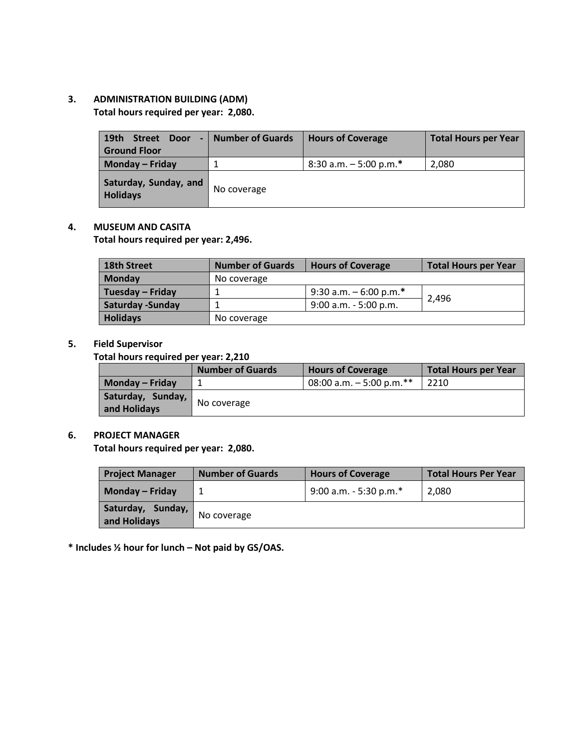3. **ADMINISTRATION BUILDING (ADM)**
   **Total hours required per year: 2,080.**

| 19th Street Door - Ground Floor | Number of Guards | Hours of Coverage | Total Hours per Year |
|---|---|---|---|
| **Monday – Friday** | 1 | 8:30 a.m. – 5:00 p.m.* | 2,080 |
| **Saturday, Sunday, and Holidays** | No coverage | | |

4. **MUSEUM AND CASITA**
   **Total hours required per year: 2,496.**

| 18th Street | Number of Guards | Hours of Coverage | Total Hours per Year |
|---|---|---|---|
| **Monday** | No coverage | | |
| **Tuesday – Friday** | 1 | 9:30 a.m. – 6:00 p.m.* | 2,496 |
| **Saturday -Sunday** | 1 | 9:00 a.m. - 5:00 p.m. | |
| **Holidays** | No coverage | | |

5. **Field Supervisor**
   **Total hours required per year: 2,210**

| | Number of Guards | Hours of Coverage | Total Hours per Year |
|---|---|---|---|
| **Monday – Friday** | 1 | 08:00 a.m. – 5:00 p.m.** | 2210 |
| **Saturday, Sunday, and Holidays** | No coverage | | |

6. **PROJECT MANAGER**
   **Total hours required per year: 2,080.**

| Project Manager | Number of Guards | Hours of Coverage | Total Hours Per Year |
|---|---|---|---|
| **Monday – Friday** | 1 | 9:00 a.m. - 5:30 p.m.* | 2,080 |
| **Saturday, Sunday, and Holidays** | No coverage | | |

**\* Includes ½ hour for lunch – Not paid by GS/OAS.**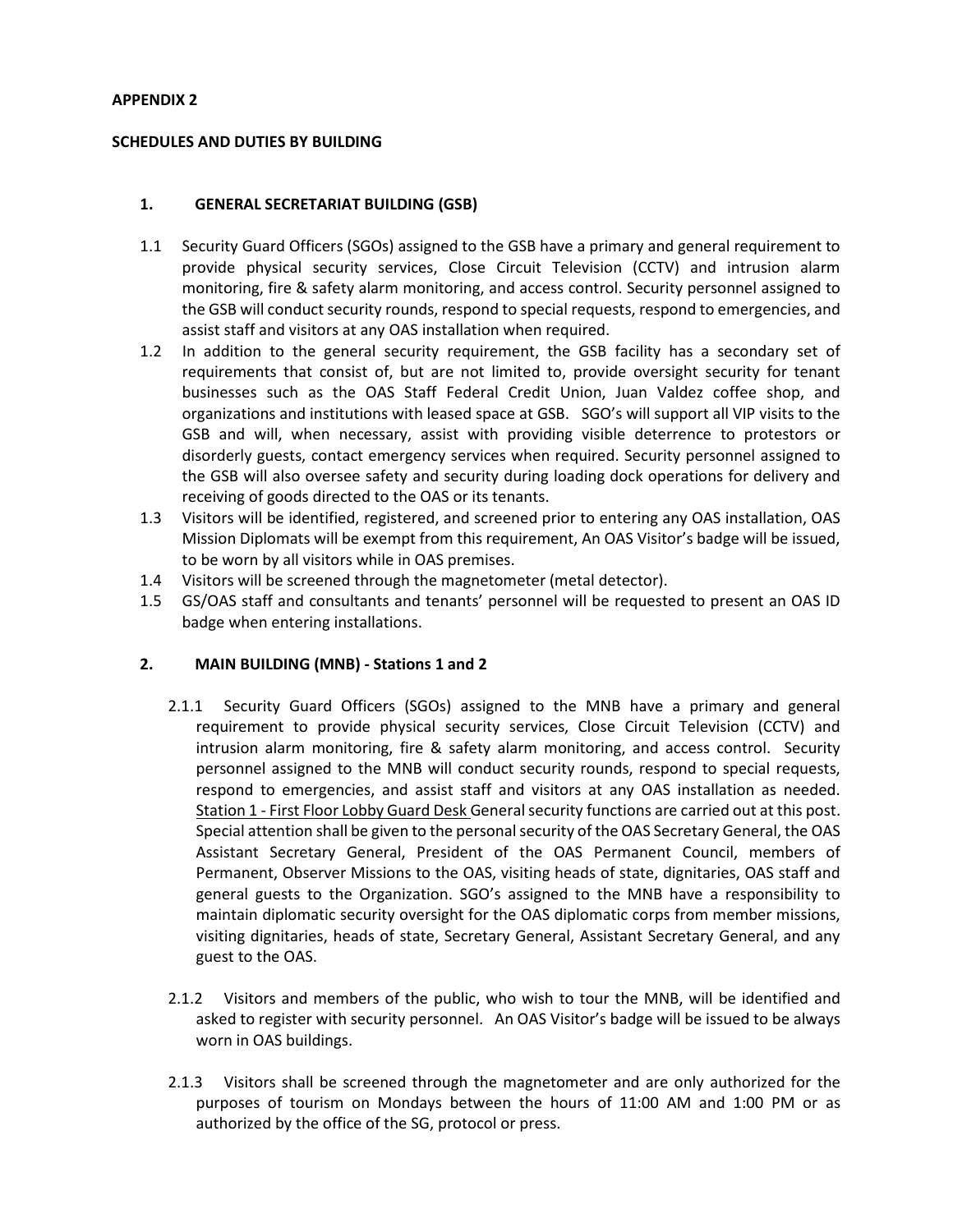**APPENDIX 2**

**SCHEDULES AND DUTIES BY BUILDING**

## 1. GENERAL SECRETARIAT BUILDING (GSB)

1.1 Security Guard Officers (SGOs) assigned to the GSB have a primary and general requirement to provide physical security services, Close Circuit Television (CCTV) and intrusion alarm monitoring, fire & safety alarm monitoring, and access control. Security personnel assigned to the GSB will conduct security rounds, respond to special requests, respond to emergencies, and assist staff and visitors at any OAS installation when required.

1.2 In addition to the general security requirement, the GSB facility has a secondary set of requirements that consist of, but are not limited to, provide oversight security for tenant businesses such as the OAS Staff Federal Credit Union, Juan Valdez coffee shop, and organizations and institutions with leased space at GSB. SGO's will support all VIP visits to the GSB and will, when necessary, assist with providing visible deterrence to protestors or disorderly guests, contact emergency services when required. Security personnel assigned to the GSB will also oversee safety and security during loading dock operations for delivery and receiving of goods directed to the OAS or its tenants.

1.3 Visitors will be identified, registered, and screened prior to entering any OAS installation, OAS Mission Diplomats will be exempt from this requirement, An OAS Visitor's badge will be issued, to be worn by all visitors while in OAS premises.

1.4 Visitors will be screened through the magnetometer (metal detector).

1.5 GS/OAS staff and consultants and tenants' personnel will be requested to present an OAS ID badge when entering installations.

## 2. MAIN BUILDING (MNB) - Stations 1 and 2

2.1.1 Security Guard Officers (SGOs) assigned to the MNB have a primary and general requirement to provide physical security services, Close Circuit Television (CCTV) and intrusion alarm monitoring, fire & safety alarm monitoring, and access control. Security personnel assigned to the MNB will conduct security rounds, respond to special requests, respond to emergencies, and assist staff and visitors at any OAS installation as needed. Station 1 - First Floor Lobby Guard Desk General security functions are carried out at this post. Special attention shall be given to the personal security of the OAS Secretary General, the OAS Assistant Secretary General, President of the OAS Permanent Council, members of Permanent, Observer Missions to the OAS, visiting heads of state, dignitaries, OAS staff and general guests to the Organization. SGO's assigned to the MNB have a responsibility to maintain diplomatic security oversight for the OAS diplomatic corps from member missions, visiting dignitaries, heads of state, Secretary General, Assistant Secretary General, and any guest to the OAS.

2.1.2 Visitors and members of the public, who wish to tour the MNB, will be identified and asked to register with security personnel. An OAS Visitor's badge will be issued to be always worn in OAS buildings.

2.1.3 Visitors shall be screened through the magnetometer and are only authorized for the purposes of tourism on Mondays between the hours of 11:00 AM and 1:00 PM or as authorized by the office of the SG, protocol or press.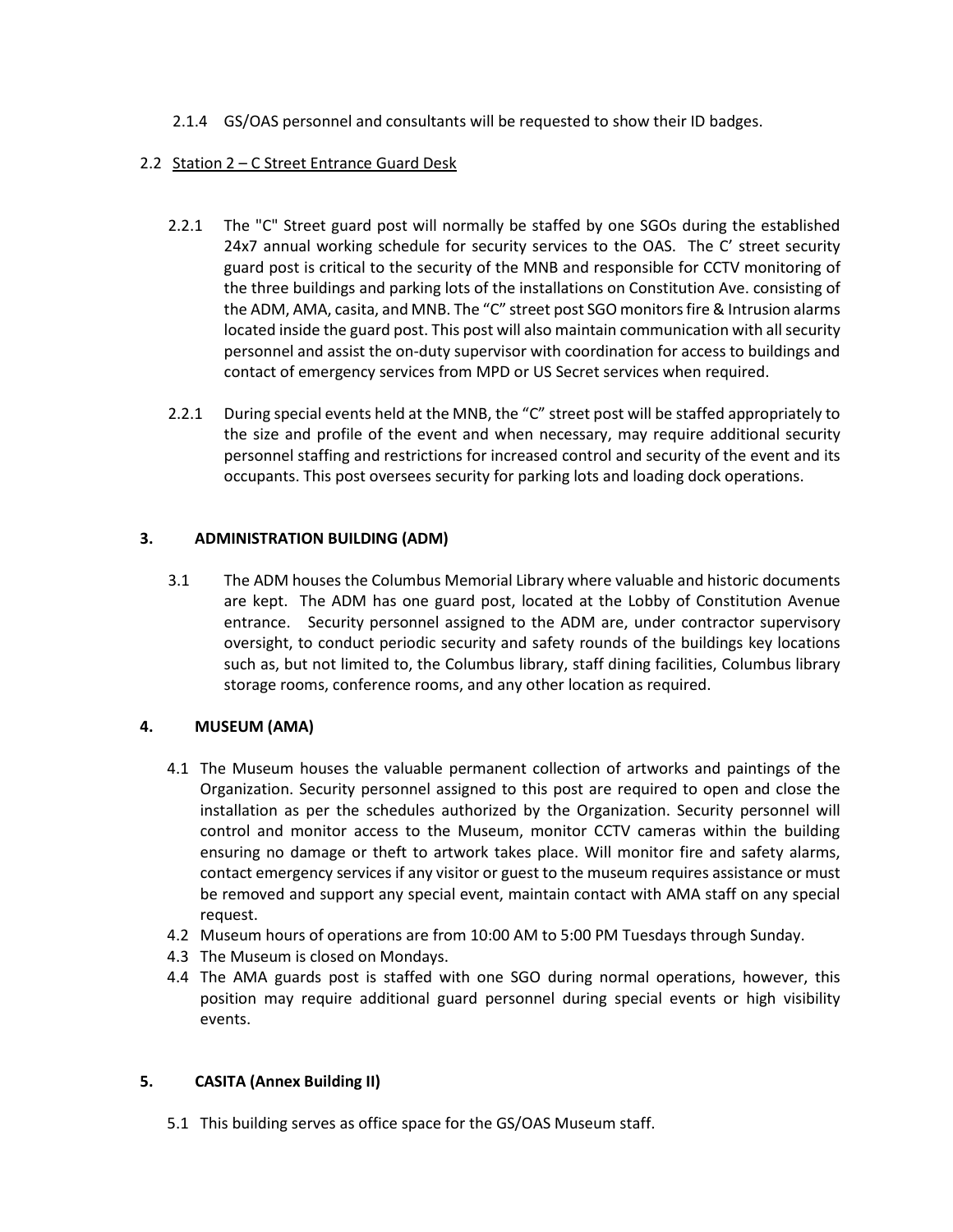2.1.4 GS/OAS personnel and consultants will be requested to show their ID badges.

2.2 Station 2 – C Street Entrance Guard Desk

2.2.1 The "C" Street guard post will normally be staffed by one SGOs during the established 24x7 annual working schedule for security services to the OAS. The C' street security guard post is critical to the security of the MNB and responsible for CCTV monitoring of the three buildings and parking lots of the installations on Constitution Ave. consisting of the ADM, AMA, casita, and MNB. The "C" street post SGO monitors fire & Intrusion alarms located inside the guard post. This post will also maintain communication with all security personnel and assist the on-duty supervisor with coordination for access to buildings and contact of emergency services from MPD or US Secret services when required.

2.2.1 During special events held at the MNB, the "C" street post will be staffed appropriately to the size and profile of the event and when necessary, may require additional security personnel staffing and restrictions for increased control and security of the event and its occupants. This post oversees security for parking lots and loading dock operations.

## 3. ADMINISTRATION BUILDING (ADM)

3.1 The ADM houses the Columbus Memorial Library where valuable and historic documents are kept. The ADM has one guard post, located at the Lobby of Constitution Avenue entrance. Security personnel assigned to the ADM are, under contractor supervisory oversight, to conduct periodic security and safety rounds of the buildings key locations such as, but not limited to, the Columbus library, staff dining facilities, Columbus library storage rooms, conference rooms, and any other location as required.

## 4. MUSEUM (AMA)

4.1 The Museum houses the valuable permanent collection of artworks and paintings of the Organization. Security personnel assigned to this post are required to open and close the installation as per the schedules authorized by the Organization. Security personnel will control and monitor access to the Museum, monitor CCTV cameras within the building ensuring no damage or theft to artwork takes place. Will monitor fire and safety alarms, contact emergency services if any visitor or guest to the museum requires assistance or must be removed and support any special event, maintain contact with AMA staff on any special request.

4.2 Museum hours of operations are from 10:00 AM to 5:00 PM Tuesdays through Sunday.

4.3 The Museum is closed on Mondays.

4.4 The AMA guards post is staffed with one SGO during normal operations, however, this position may require additional guard personnel during special events or high visibility events.

## 5. CASITA (Annex Building II)

5.1 This building serves as office space for the GS/OAS Museum staff.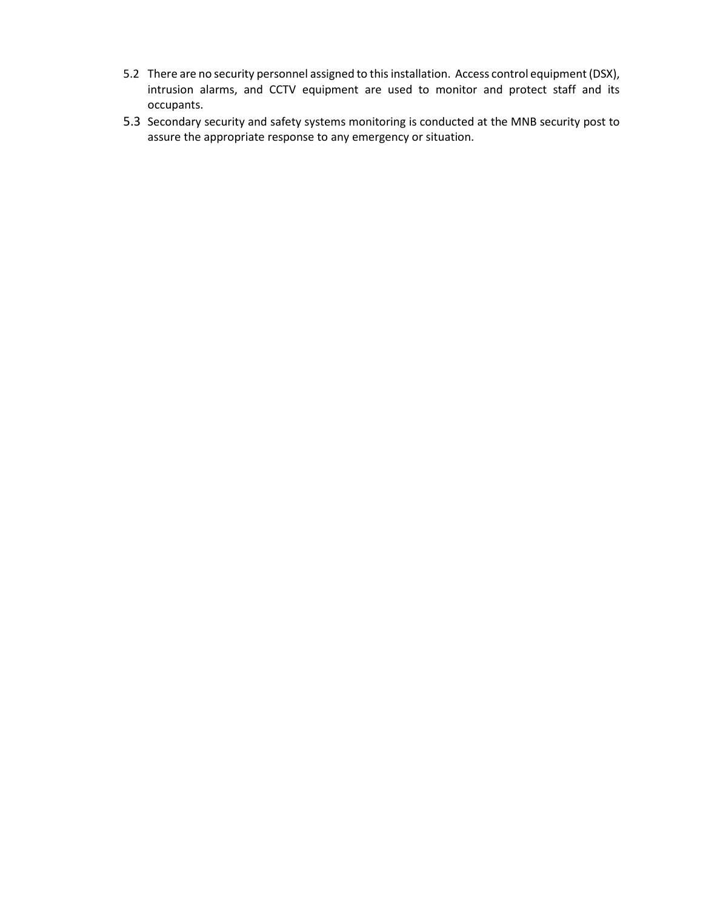5.2 There are no security personnel assigned to this installation. Access control equipment (DSX), intrusion alarms, and CCTV equipment are used to monitor and protect staff and its occupants.

5.3 Secondary security and safety systems monitoring is conducted at the MNB security post to assure the appropriate response to any emergency or situation.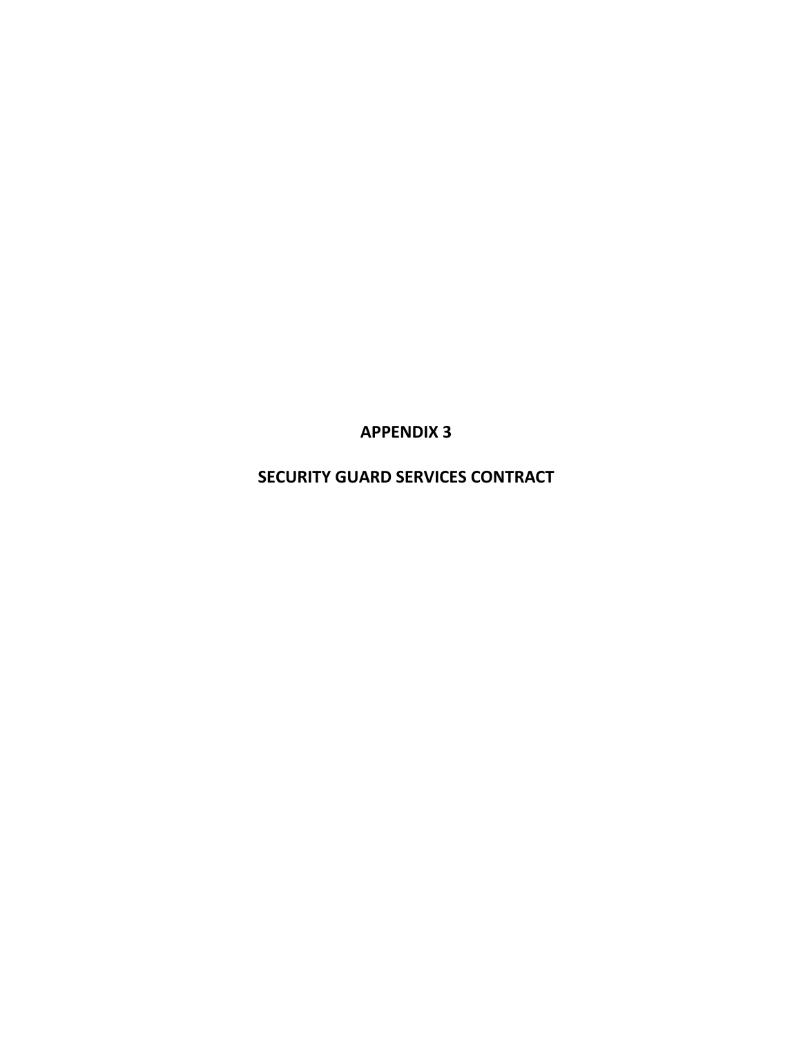# APPENDIX 3

# SECURITY GUARD SERVICES CONTRACT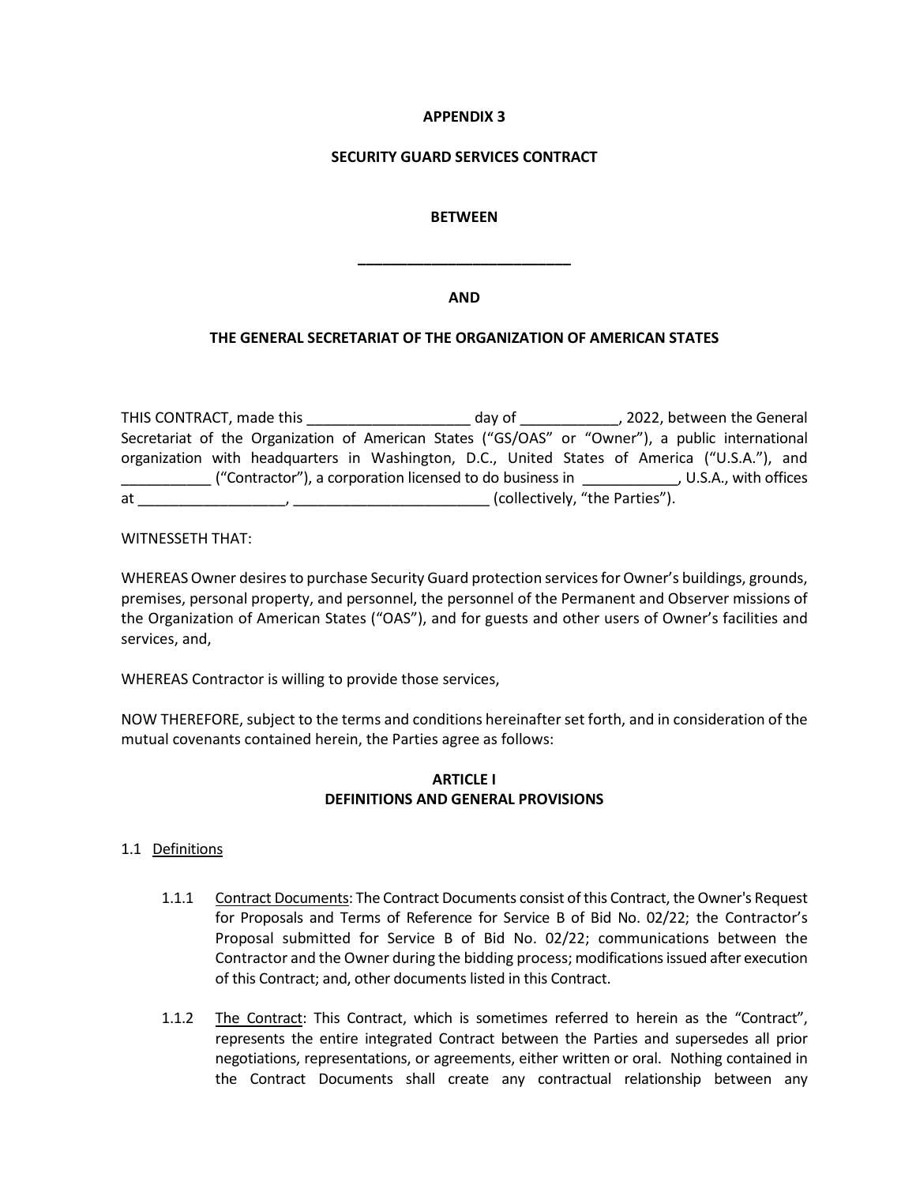**APPENDIX 3**

**SECURITY GUARD SERVICES CONTRACT**

**BETWEEN**

**___________________________**

**AND**

**THE GENERAL SECRETARIAT OF THE ORGANIZATION OF AMERICAN STATES**

THIS CONTRACT, made this ____________________ day of ____________, 2022, between the General Secretariat of the Organization of American States ("GS/OAS" or "Owner"), a public international organization with headquarters in Washington, D.C., United States of America ("U.S.A."), and ___________ ("Contractor"), a corporation licensed to do business in ____________, U.S.A., with offices at __________________, ________________________ (collectively, "the Parties").

WITNESSETH THAT:

WHEREAS Owner desires to purchase Security Guard protection services for Owner's buildings, grounds, premises, personal property, and personnel, the personnel of the Permanent and Observer missions of the Organization of American States ("OAS"), and for guests and other users of Owner's facilities and services, and,

WHEREAS Contractor is willing to provide those services,

NOW THEREFORE, subject to the terms and conditions hereinafter set forth, and in consideration of the mutual covenants contained herein, the Parties agree as follows:

## ARTICLE I
## DEFINITIONS AND GENERAL PROVISIONS

1.1 Definitions

1.1.1 Contract Documents: The Contract Documents consist of this Contract, the Owner's Request for Proposals and Terms of Reference for Service B of Bid No. 02/22; the Contractor's Proposal submitted for Service B of Bid No. 02/22; communications between the Contractor and the Owner during the bidding process; modifications issued after execution of this Contract; and, other documents listed in this Contract.

1.1.2 The Contract: This Contract, which is sometimes referred to herein as the "Contract", represents the entire integrated Contract between the Parties and supersedes all prior negotiations, representations, or agreements, either written or oral. Nothing contained in the Contract Documents shall create any contractual relationship between any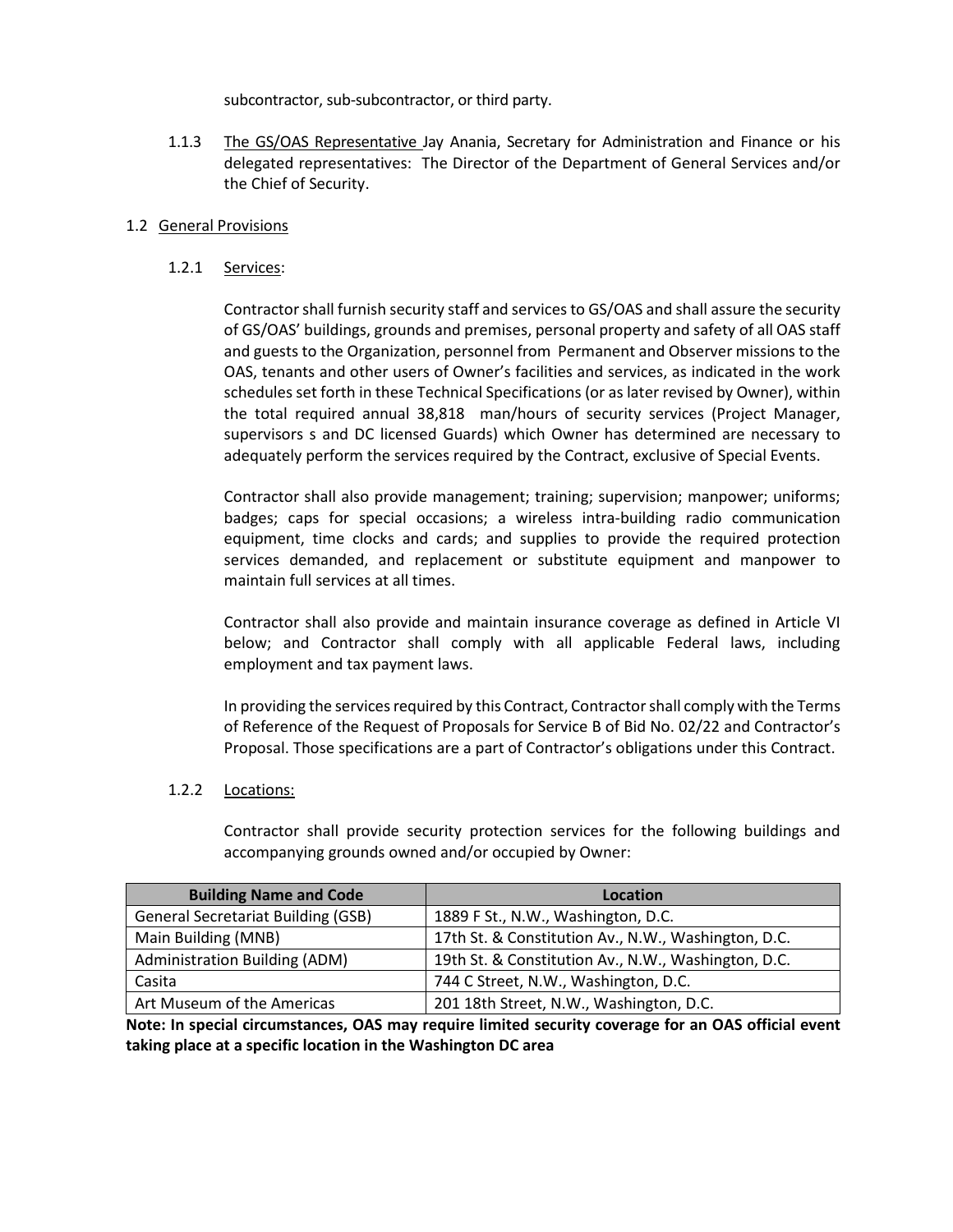subcontractor, sub-subcontractor, or third party.

1.1.3 The GS/OAS Representative Jay Anania, Secretary for Administration and Finance or his delegated representatives: The Director of the Department of General Services and/or the Chief of Security.

1.2 General Provisions

1.2.1 Services:

Contractor shall furnish security staff and services to GS/OAS and shall assure the security of GS/OAS' buildings, grounds and premises, personal property and safety of all OAS staff and guests to the Organization, personnel from Permanent and Observer missions to the OAS, tenants and other users of Owner's facilities and services, as indicated in the work schedules set forth in these Technical Specifications (or as later revised by Owner), within the total required annual 38,818 man/hours of security services (Project Manager, supervisors s and DC licensed Guards) which Owner has determined are necessary to adequately perform the services required by the Contract, exclusive of Special Events.

Contractor shall also provide management; training; supervision; manpower; uniforms; badges; caps for special occasions; a wireless intra-building radio communication equipment, time clocks and cards; and supplies to provide the required protection services demanded, and replacement or substitute equipment and manpower to maintain full services at all times.

Contractor shall also provide and maintain insurance coverage as defined in Article VI below; and Contractor shall comply with all applicable Federal laws, including employment and tax payment laws.

In providing the services required by this Contract, Contractor shall comply with the Terms of Reference of the Request of Proposals for Service B of Bid No. 02/22 and Contractor's Proposal. Those specifications are a part of Contractor's obligations under this Contract.

1.2.2 Locations:

Contractor shall provide security protection services for the following buildings and accompanying grounds owned and/or occupied by Owner:

| Building Name and Code | Location |
|---|---|
| General Secretariat Building (GSB) | 1889 F St., N.W., Washington, D.C. |
| Main Building (MNB) | 17th St. & Constitution Av., N.W., Washington, D.C. |
| Administration Building (ADM) | 19th St. & Constitution Av., N.W., Washington, D.C. |
| Casita | 744 C Street, N.W., Washington, D.C. |
| Art Museum of the Americas | 201 18th Street, N.W., Washington, D.C. |

**Note: In special circumstances, OAS may require limited security coverage for an OAS official event taking place at a specific location in the Washington DC area**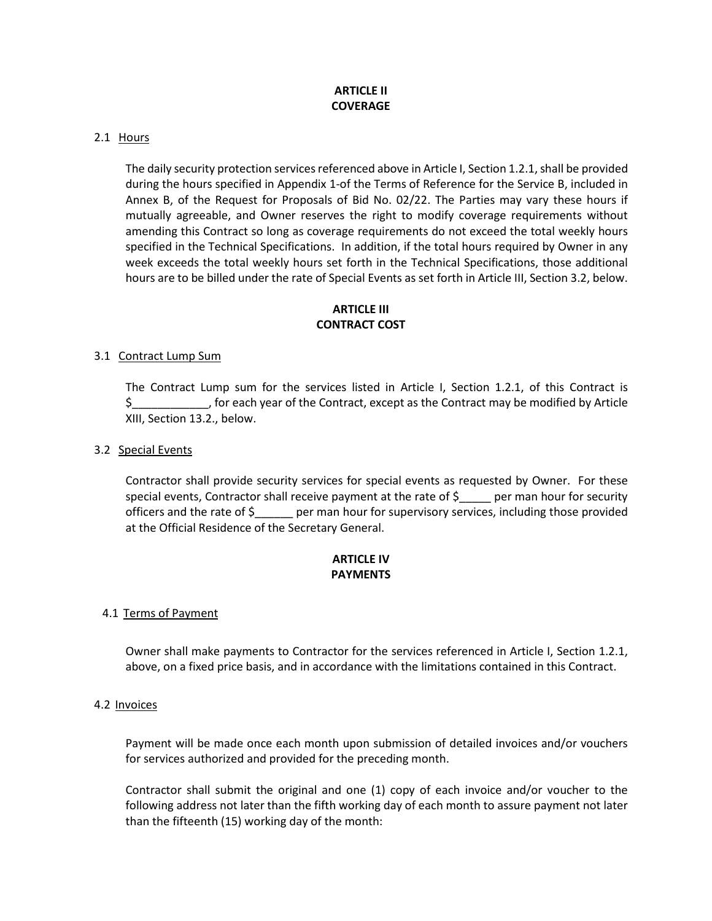**ARTICLE II**
**COVERAGE**

2.1 Hours

The daily security protection services referenced above in Article I, Section 1.2.1, shall be provided during the hours specified in Appendix 1-of the Terms of Reference for the Service B, included in Annex B, of the Request for Proposals of Bid No. 02/22. The Parties may vary these hours if mutually agreeable, and Owner reserves the right to modify coverage requirements without amending this Contract so long as coverage requirements do not exceed the total weekly hours specified in the Technical Specifications. In addition, if the total hours required by Owner in any week exceeds the total weekly hours set forth in the Technical Specifications, those additional hours are to be billed under the rate of Special Events as set forth in Article III, Section 3.2, below.

**ARTICLE III**
**CONTRACT COST**

3.1 Contract Lump Sum

The Contract Lump sum for the services listed in Article I, Section 1.2.1, of this Contract is $____________, for each year of the Contract, except as the Contract may be modified by Article XIII, Section 13.2., below.

3.2 Special Events

Contractor shall provide security services for special events as requested by Owner. For these special events, Contractor shall receive payment at the rate of $_____ per man hour for security officers and the rate of $______ per man hour for supervisory services, including those provided at the Official Residence of the Secretary General.

**ARTICLE IV**
**PAYMENTS**

4.1 Terms of Payment

Owner shall make payments to Contractor for the services referenced in Article I, Section 1.2.1, above, on a fixed price basis, and in accordance with the limitations contained in this Contract.

4.2 Invoices

Payment will be made once each month upon submission of detailed invoices and/or vouchers for services authorized and provided for the preceding month.

Contractor shall submit the original and one (1) copy of each invoice and/or voucher to the following address not later than the fifth working day of each month to assure payment not later than the fifteenth (15) working day of the month: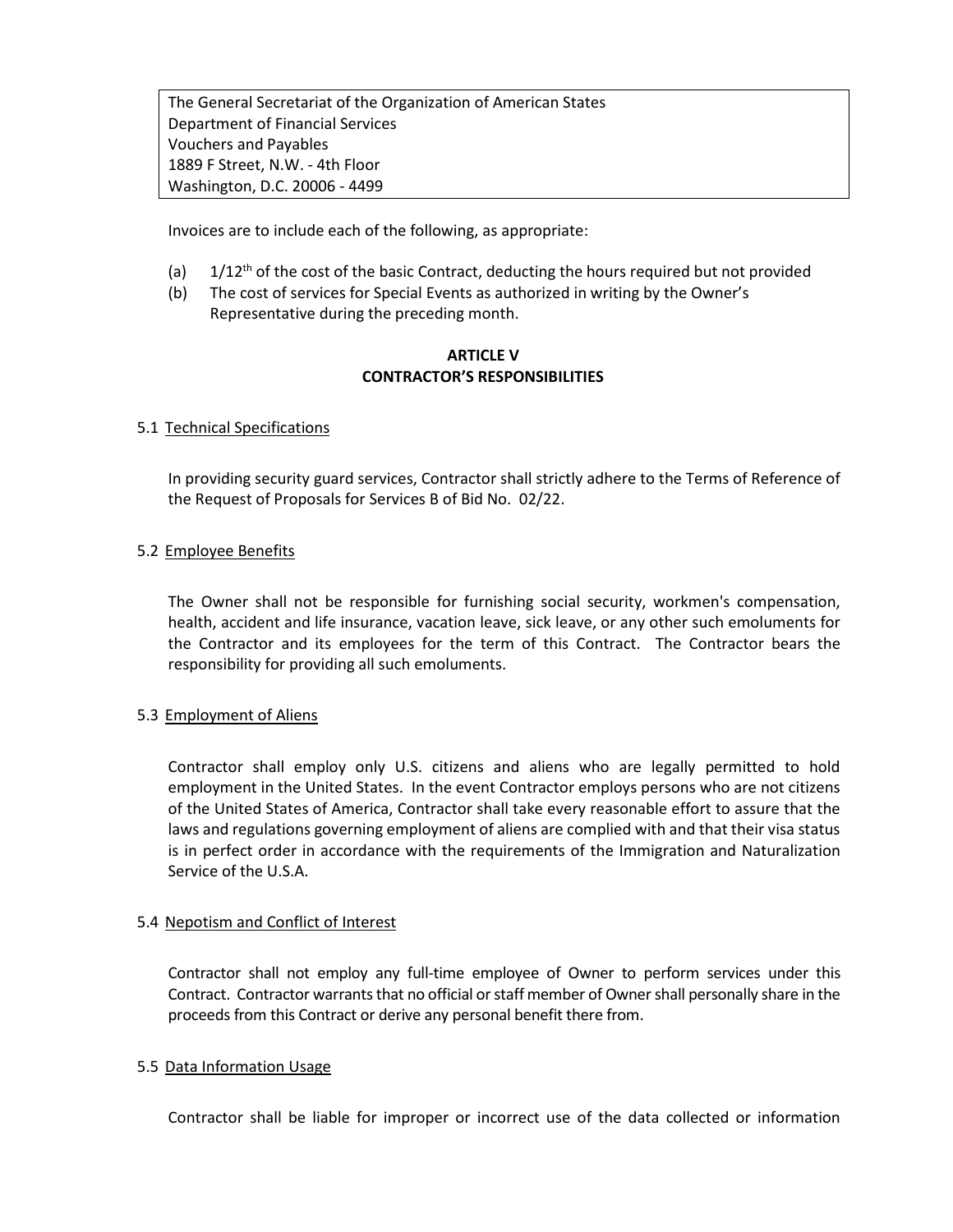The General Secretariat of the Organization of American States
Department of Financial Services
Vouchers and Payables
1889 F Street, N.W. - 4th Floor
Washington, D.C. 20006 - 4499

Invoices are to include each of the following, as appropriate:

(a) 1/12th of the cost of the basic Contract, deducting the hours required but not provided
(b) The cost of services for Special Events as authorized in writing by the Owner's Representative during the preceding month.

## ARTICLE V
## CONTRACTOR'S RESPONSIBILITIES

5.1 Technical Specifications

In providing security guard services, Contractor shall strictly adhere to the Terms of Reference of the Request of Proposals for Services B of Bid No. 02/22.

5.2 Employee Benefits

The Owner shall not be responsible for furnishing social security, workmen's compensation, health, accident and life insurance, vacation leave, sick leave, or any other such emoluments for the Contractor and its employees for the term of this Contract. The Contractor bears the responsibility for providing all such emoluments.

5.3 Employment of Aliens

Contractor shall employ only U.S. citizens and aliens who are legally permitted to hold employment in the United States. In the event Contractor employs persons who are not citizens of the United States of America, Contractor shall take every reasonable effort to assure that the laws and regulations governing employment of aliens are complied with and that their visa status is in perfect order in accordance with the requirements of the Immigration and Naturalization Service of the U.S.A.

5.4 Nepotism and Conflict of Interest

Contractor shall not employ any full-time employee of Owner to perform services under this Contract. Contractor warrants that no official or staff member of Owner shall personally share in the proceeds from this Contract or derive any personal benefit there from.

5.5 Data Information Usage

Contractor shall be liable for improper or incorrect use of the data collected or information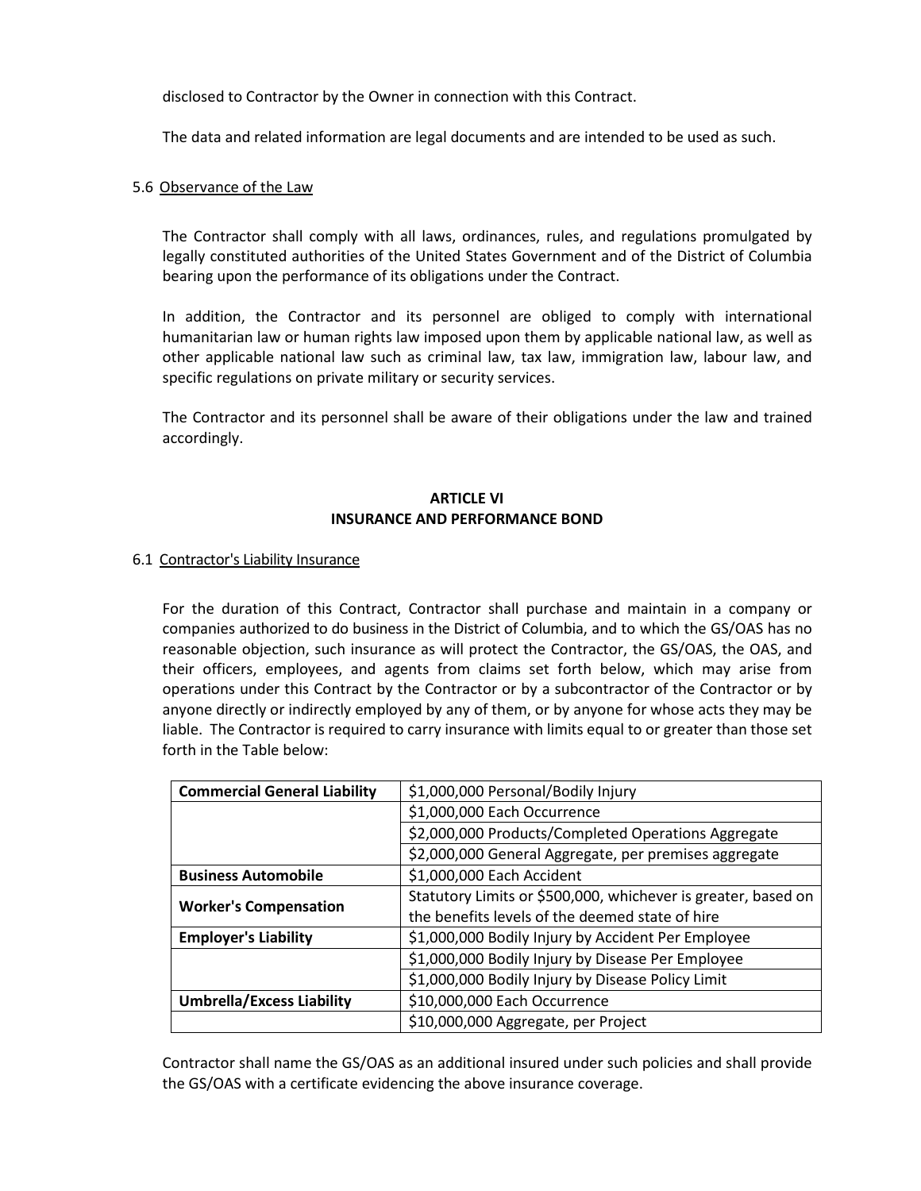disclosed to Contractor by the Owner in connection with this Contract.

The data and related information are legal documents and are intended to be used as such.

5.6 Observance of the Law

The Contractor shall comply with all laws, ordinances, rules, and regulations promulgated by legally constituted authorities of the United States Government and of the District of Columbia bearing upon the performance of its obligations under the Contract.

In addition, the Contractor and its personnel are obliged to comply with international humanitarian law or human rights law imposed upon them by applicable national law, as well as other applicable national law such as criminal law, tax law, immigration law, labour law, and specific regulations on private military or security services.

The Contractor and its personnel shall be aware of their obligations under the law and trained accordingly.

## ARTICLE VI
## INSURANCE AND PERFORMANCE BOND

6.1 Contractor's Liability Insurance

For the duration of this Contract, Contractor shall purchase and maintain in a company or companies authorized to do business in the District of Columbia, and to which the GS/OAS has no reasonable objection, such insurance as will protect the Contractor, the GS/OAS, the OAS, and their officers, employees, and agents from claims set forth below, which may arise from operations under this Contract by the Contractor or by a subcontractor of the Contractor or by anyone directly or indirectly employed by any of them, or by anyone for whose acts they may be liable. The Contractor is required to carry insurance with limits equal to or greater than those set forth in the Table below:

| **Commercial General Liability** | $1,000,000 Personal/Bodily Injury |
|---|---|
| | $1,000,000 Each Occurrence |
| | $2,000,000 Products/Completed Operations Aggregate |
| | $2,000,000 General Aggregate, per premises aggregate |
| **Business Automobile** | $1,000,000 Each Accident |
| **Worker's Compensation** | Statutory Limits or $500,000, whichever is greater, based on the benefits levels of the deemed state of hire |
| **Employer's Liability** | $1,000,000 Bodily Injury by Accident Per Employee |
| | $1,000,000 Bodily Injury by Disease Per Employee |
| | $1,000,000 Bodily Injury by Disease Policy Limit |
| **Umbrella/Excess Liability** | $10,000,000 Each Occurrence |
| | $10,000,000 Aggregate, per Project |

Contractor shall name the GS/OAS as an additional insured under such policies and shall provide the GS/OAS with a certificate evidencing the above insurance coverage.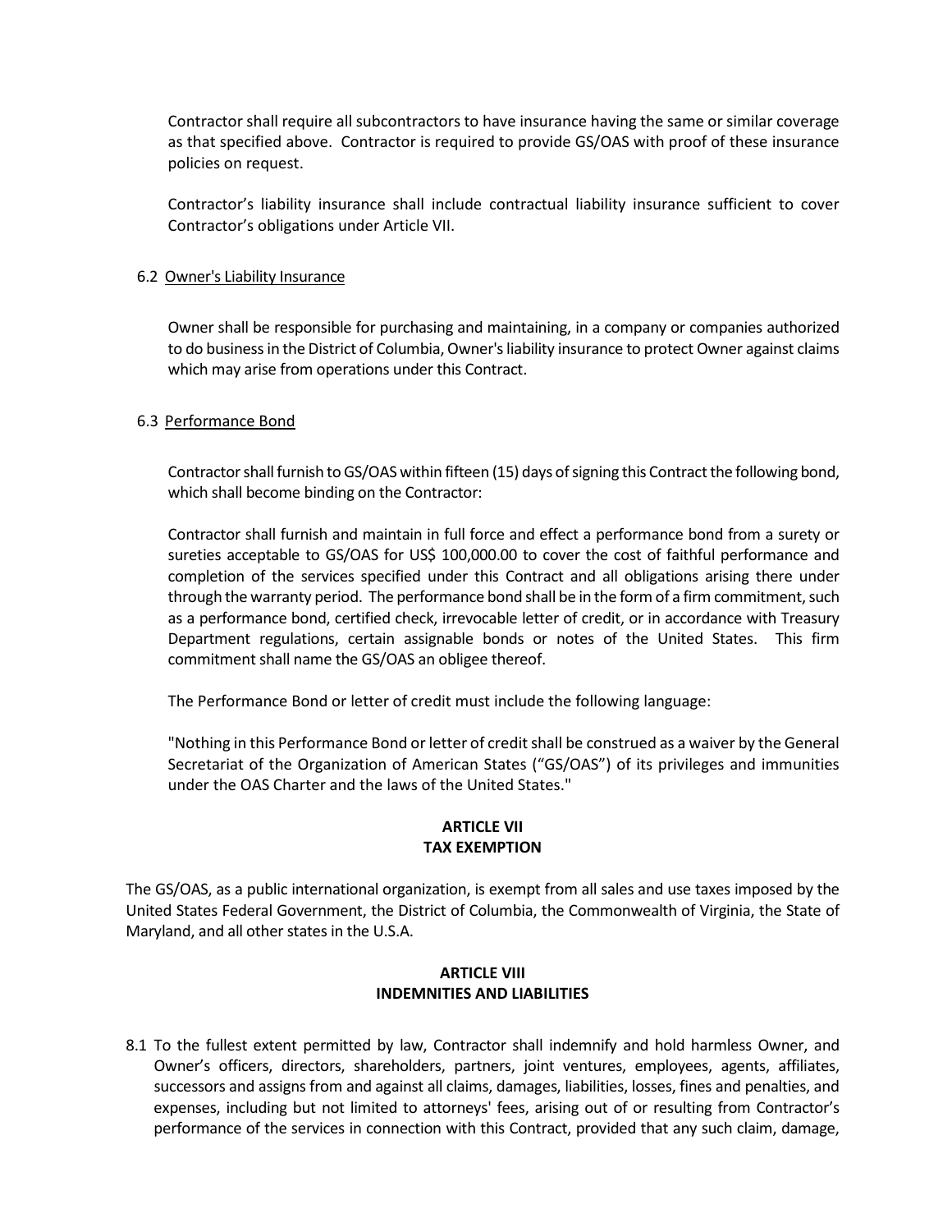Contractor shall require all subcontractors to have insurance having the same or similar coverage as that specified above. Contractor is required to provide GS/OAS with proof of these insurance policies on request.

Contractor's liability insurance shall include contractual liability insurance sufficient to cover Contractor's obligations under Article VII.

6.2 Owner's Liability Insurance

Owner shall be responsible for purchasing and maintaining, in a company or companies authorized to do business in the District of Columbia, Owner's liability insurance to protect Owner against claims which may arise from operations under this Contract.

6.3 Performance Bond

Contractor shall furnish to GS/OAS within fifteen (15) days of signing this Contract the following bond, which shall become binding on the Contractor:

Contractor shall furnish and maintain in full force and effect a performance bond from a surety or sureties acceptable to GS/OAS for US$ 100,000.00 to cover the cost of faithful performance and completion of the services specified under this Contract and all obligations arising there under through the warranty period. The performance bond shall be in the form of a firm commitment, such as a performance bond, certified check, irrevocable letter of credit, or in accordance with Treasury Department regulations, certain assignable bonds or notes of the United States. This firm commitment shall name the GS/OAS an obligee thereof.

The Performance Bond or letter of credit must include the following language:

"Nothing in this Performance Bond or letter of credit shall be construed as a waiver by the General Secretariat of the Organization of American States ("GS/OAS") of its privileges and immunities under the OAS Charter and the laws of the United States."

## ARTICLE VII
## TAX EXEMPTION

The GS/OAS, as a public international organization, is exempt from all sales and use taxes imposed by the United States Federal Government, the District of Columbia, the Commonwealth of Virginia, the State of Maryland, and all other states in the U.S.A.

## ARTICLE VIII
## INDEMNITIES AND LIABILITIES

8.1 To the fullest extent permitted by law, Contractor shall indemnify and hold harmless Owner, and Owner's officers, directors, shareholders, partners, joint ventures, employees, agents, affiliates, successors and assigns from and against all claims, damages, liabilities, losses, fines and penalties, and expenses, including but not limited to attorneys' fees, arising out of or resulting from Contractor's performance of the services in connection with this Contract, provided that any such claim, damage,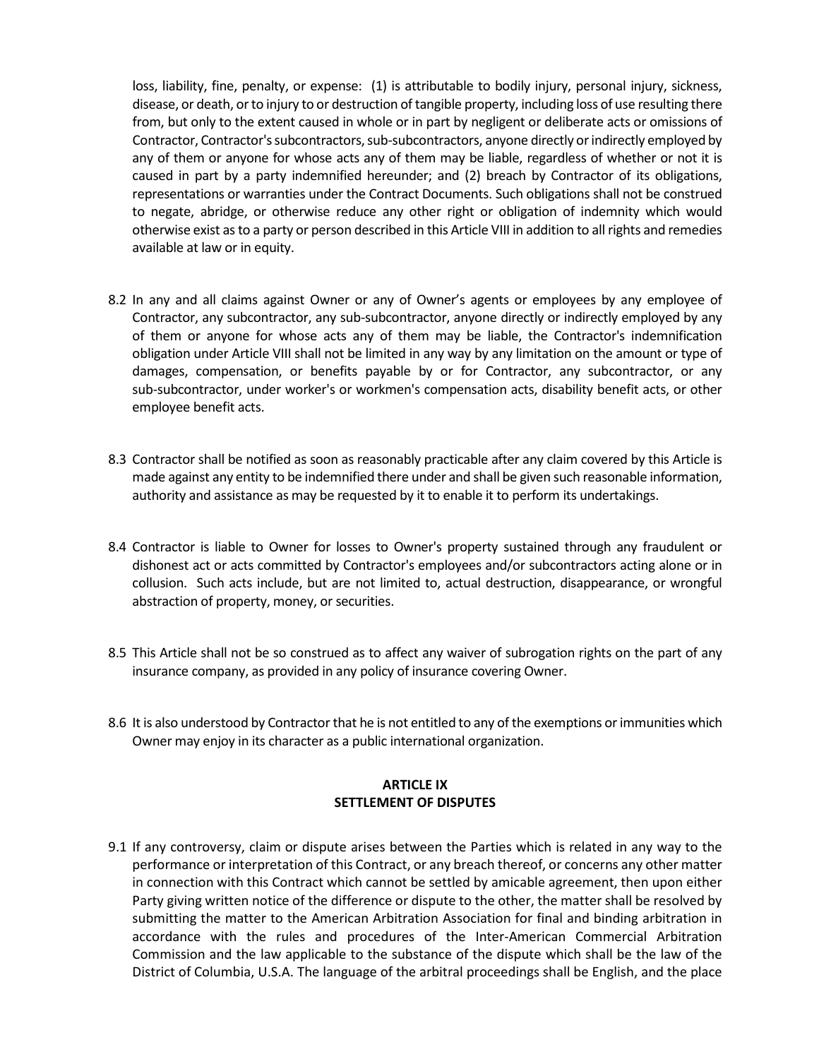loss, liability, fine, penalty, or expense: (1) is attributable to bodily injury, personal injury, sickness, disease, or death, or to injury to or destruction of tangible property, including loss of use resulting there from, but only to the extent caused in whole or in part by negligent or deliberate acts or omissions of Contractor, Contractor's subcontractors, sub-subcontractors, anyone directly or indirectly employed by any of them or anyone for whose acts any of them may be liable, regardless of whether or not it is caused in part by a party indemnified hereunder; and (2) breach by Contractor of its obligations, representations or warranties under the Contract Documents. Such obligations shall not be construed to negate, abridge, or otherwise reduce any other right or obligation of indemnity which would otherwise exist as to a party or person described in this Article VIII in addition to all rights and remedies available at law or in equity.

8.2 In any and all claims against Owner or any of Owner's agents or employees by any employee of Contractor, any subcontractor, any sub-subcontractor, anyone directly or indirectly employed by any of them or anyone for whose acts any of them may be liable, the Contractor's indemnification obligation under Article VIII shall not be limited in any way by any limitation on the amount or type of damages, compensation, or benefits payable by or for Contractor, any subcontractor, or any sub-subcontractor, under worker's or workmen's compensation acts, disability benefit acts, or other employee benefit acts.

8.3 Contractor shall be notified as soon as reasonably practicable after any claim covered by this Article is made against any entity to be indemnified there under and shall be given such reasonable information, authority and assistance as may be requested by it to enable it to perform its undertakings.

8.4 Contractor is liable to Owner for losses to Owner's property sustained through any fraudulent or dishonest act or acts committed by Contractor's employees and/or subcontractors acting alone or in collusion. Such acts include, but are not limited to, actual destruction, disappearance, or wrongful abstraction of property, money, or securities.

8.5 This Article shall not be so construed as to affect any waiver of subrogation rights on the part of any insurance company, as provided in any policy of insurance covering Owner.

8.6 It is also understood by Contractor that he is not entitled to any of the exemptions or immunities which Owner may enjoy in its character as a public international organization.

## ARTICLE IX
## SETTLEMENT OF DISPUTES

9.1 If any controversy, claim or dispute arises between the Parties which is related in any way to the performance or interpretation of this Contract, or any breach thereof, or concerns any other matter in connection with this Contract which cannot be settled by amicable agreement, then upon either Party giving written notice of the difference or dispute to the other, the matter shall be resolved by submitting the matter to the American Arbitration Association for final and binding arbitration in accordance with the rules and procedures of the Inter-American Commercial Arbitration Commission and the law applicable to the substance of the dispute which shall be the law of the District of Columbia, U.S.A. The language of the arbitral proceedings shall be English, and the place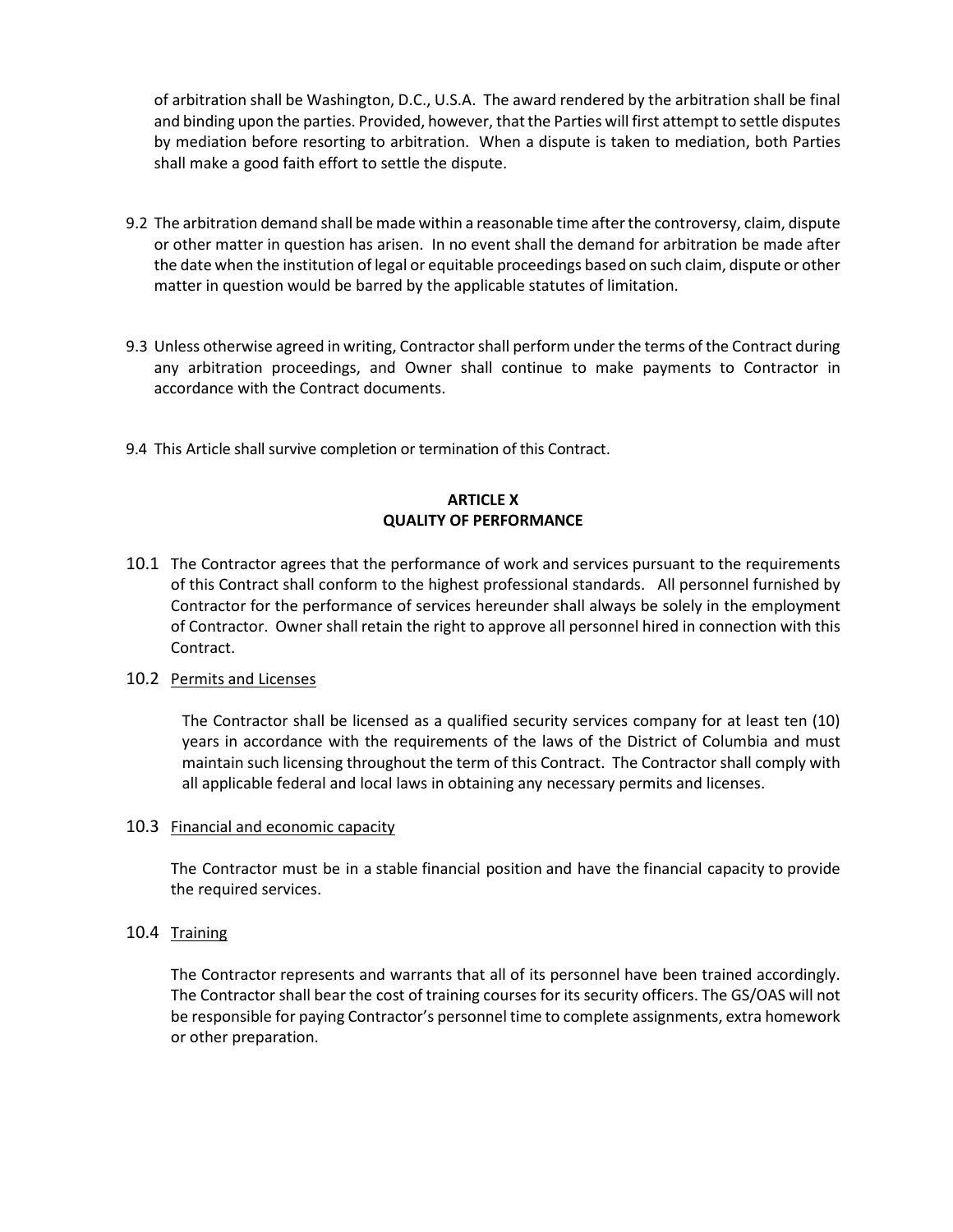of arbitration shall be Washington, D.C., U.S.A. The award rendered by the arbitration shall be final and binding upon the parties. Provided, however, that the Parties will first attempt to settle disputes by mediation before resorting to arbitration. When a dispute is taken to mediation, both Parties shall make a good faith effort to settle the dispute.

9.2 The arbitration demand shall be made within a reasonable time after the controversy, claim, dispute or other matter in question has arisen. In no event shall the demand for arbitration be made after the date when the institution of legal or equitable proceedings based on such claim, dispute or other matter in question would be barred by the applicable statutes of limitation.

9.3 Unless otherwise agreed in writing, Contractor shall perform under the terms of the Contract during any arbitration proceedings, and Owner shall continue to make payments to Contractor in accordance with the Contract documents.

9.4 This Article shall survive completion or termination of this Contract.

## ARTICLE X
## QUALITY OF PERFORMANCE

10.1 The Contractor agrees that the performance of work and services pursuant to the requirements of this Contract shall conform to the highest professional standards. All personnel furnished by Contractor for the performance of services hereunder shall always be solely in the employment of Contractor. Owner shall retain the right to approve all personnel hired in connection with this Contract.

10.2 Permits and Licenses

The Contractor shall be licensed as a qualified security services company for at least ten (10) years in accordance with the requirements of the laws of the District of Columbia and must maintain such licensing throughout the term of this Contract. The Contractor shall comply with all applicable federal and local laws in obtaining any necessary permits and licenses.

10.3 Financial and economic capacity

The Contractor must be in a stable financial position and have the financial capacity to provide the required services.

10.4 Training

The Contractor represents and warrants that all of its personnel have been trained accordingly. The Contractor shall bear the cost of training courses for its security officers. The GS/OAS will not be responsible for paying Contractor's personnel time to complete assignments, extra homework or other preparation.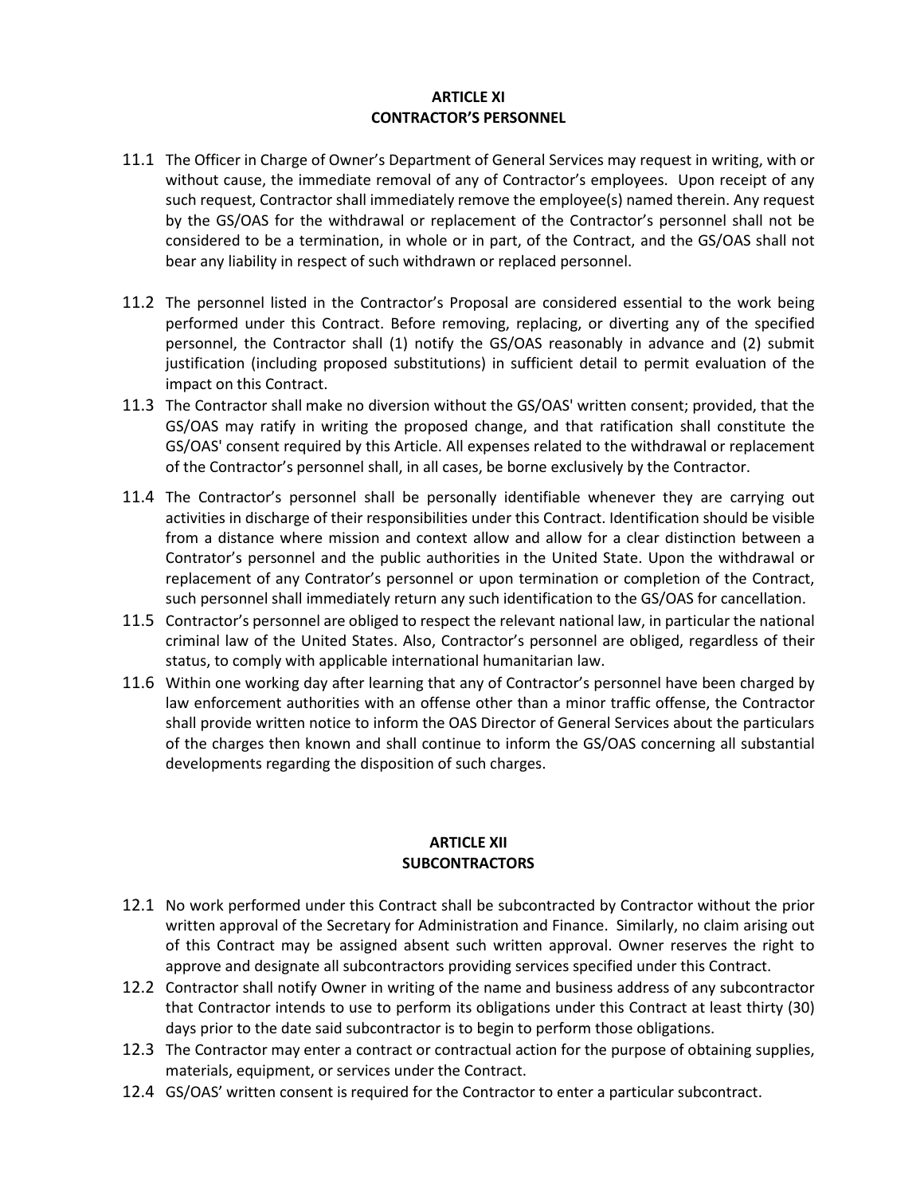## ARTICLE XI
## CONTRACTOR'S PERSONNEL

11.1 The Officer in Charge of Owner's Department of General Services may request in writing, with or without cause, the immediate removal of any of Contractor's employees. Upon receipt of any such request, Contractor shall immediately remove the employee(s) named therein. Any request by the GS/OAS for the withdrawal or replacement of the Contractor's personnel shall not be considered to be a termination, in whole or in part, of the Contract, and the GS/OAS shall not bear any liability in respect of such withdrawn or replaced personnel.

11.2 The personnel listed in the Contractor's Proposal are considered essential to the work being performed under this Contract. Before removing, replacing, or diverting any of the specified personnel, the Contractor shall (1) notify the GS/OAS reasonably in advance and (2) submit justification (including proposed substitutions) in sufficient detail to permit evaluation of the impact on this Contract.

11.3 The Contractor shall make no diversion without the GS/OAS' written consent; provided, that the GS/OAS may ratify in writing the proposed change, and that ratification shall constitute the GS/OAS' consent required by this Article. All expenses related to the withdrawal or replacement of the Contractor's personnel shall, in all cases, be borne exclusively by the Contractor.

11.4 The Contractor's personnel shall be personally identifiable whenever they are carrying out activities in discharge of their responsibilities under this Contract. Identification should be visible from a distance where mission and context allow and allow for a clear distinction between a Contrator's personnel and the public authorities in the United State. Upon the withdrawal or replacement of any Contrator's personnel or upon termination or completion of the Contract, such personnel shall immediately return any such identification to the GS/OAS for cancellation.

11.5 Contractor's personnel are obliged to respect the relevant national law, in particular the national criminal law of the United States. Also, Contractor's personnel are obliged, regardless of their status, to comply with applicable international humanitarian law.

11.6 Within one working day after learning that any of Contractor's personnel have been charged by law enforcement authorities with an offense other than a minor traffic offense, the Contractor shall provide written notice to inform the OAS Director of General Services about the particulars of the charges then known and shall continue to inform the GS/OAS concerning all substantial developments regarding the disposition of such charges.

## ARTICLE XII
## SUBCONTRACTORS

12.1 No work performed under this Contract shall be subcontracted by Contractor without the prior written approval of the Secretary for Administration and Finance. Similarly, no claim arising out of this Contract may be assigned absent such written approval. Owner reserves the right to approve and designate all subcontractors providing services specified under this Contract.

12.2 Contractor shall notify Owner in writing of the name and business address of any subcontractor that Contractor intends to use to perform its obligations under this Contract at least thirty (30) days prior to the date said subcontractor is to begin to perform those obligations.

12.3 The Contractor may enter a contract or contractual action for the purpose of obtaining supplies, materials, equipment, or services under the Contract.

12.4 GS/OAS' written consent is required for the Contractor to enter a particular subcontract.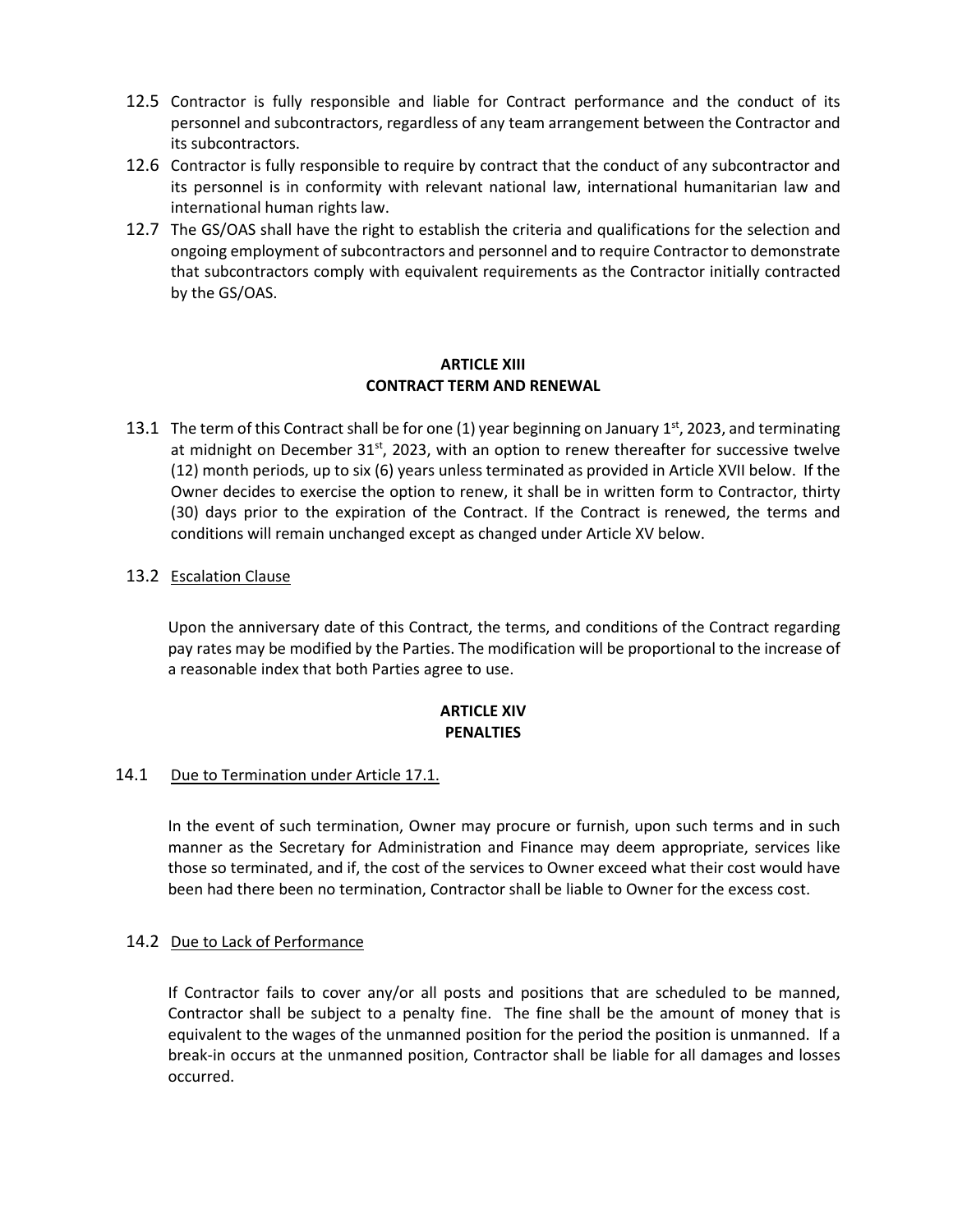12.5 Contractor is fully responsible and liable for Contract performance and the conduct of its personnel and subcontractors, regardless of any team arrangement between the Contractor and its subcontractors.

12.6 Contractor is fully responsible to require by contract that the conduct of any subcontractor and its personnel is in conformity with relevant national law, international humanitarian law and international human rights law.

12.7 The GS/OAS shall have the right to establish the criteria and qualifications for the selection and ongoing employment of subcontractors and personnel and to require Contractor to demonstrate that subcontractors comply with equivalent requirements as the Contractor initially contracted by the GS/OAS.

## ARTICLE XIII
## CONTRACT TERM AND RENEWAL

13.1 The term of this Contract shall be for one (1) year beginning on January 1st, 2023, and terminating at midnight on December 31st, 2023, with an option to renew thereafter for successive twelve (12) month periods, up to six (6) years unless terminated as provided in Article XVII below. If the Owner decides to exercise the option to renew, it shall be in written form to Contractor, thirty (30) days prior to the expiration of the Contract. If the Contract is renewed, the terms and conditions will remain unchanged except as changed under Article XV below.

13.2 Escalation Clause

Upon the anniversary date of this Contract, the terms, and conditions of the Contract regarding pay rates may be modified by the Parties. The modification will be proportional to the increase of a reasonable index that both Parties agree to use.

## ARTICLE XIV
## PENALTIES

14.1 Due to Termination under Article 17.1.

In the event of such termination, Owner may procure or furnish, upon such terms and in such manner as the Secretary for Administration and Finance may deem appropriate, services like those so terminated, and if, the cost of the services to Owner exceed what their cost would have been had there been no termination, Contractor shall be liable to Owner for the excess cost.

14.2 Due to Lack of Performance

If Contractor fails to cover any/or all posts and positions that are scheduled to be manned, Contractor shall be subject to a penalty fine. The fine shall be the amount of money that is equivalent to the wages of the unmanned position for the period the position is unmanned. If a break-in occurs at the unmanned position, Contractor shall be liable for all damages and losses occurred.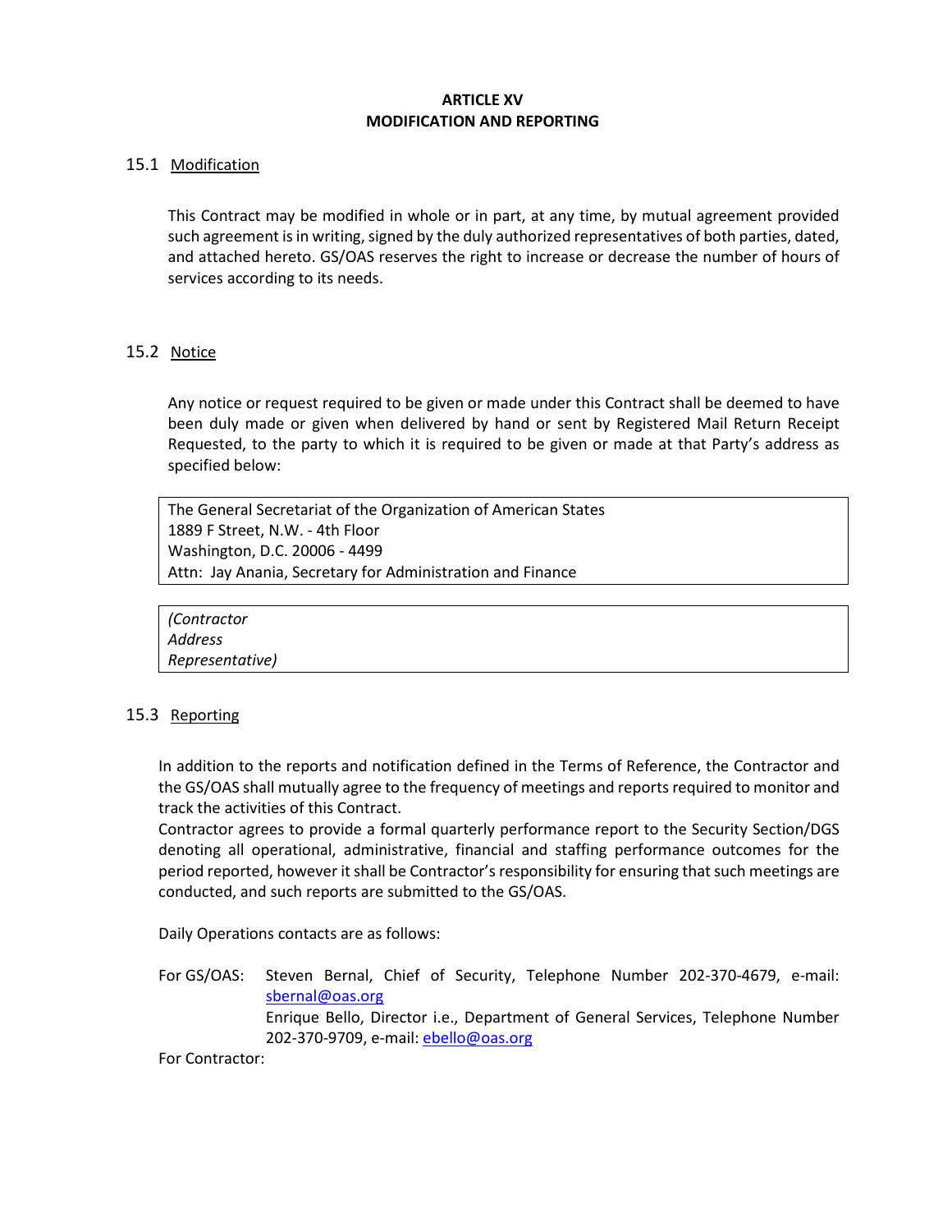## ARTICLE XV
## MODIFICATION AND REPORTING

15.1 <u>Modification</u>

This Contract may be modified in whole or in part, at any time, by mutual agreement provided such agreement is in writing, signed by the duly authorized representatives of both parties, dated, and attached hereto. GS/OAS reserves the right to increase or decrease the number of hours of services according to its needs.

15.2 <u>Notice</u>

Any notice or request required to be given or made under this Contract shall be deemed to have been duly made or given when delivered by hand or sent by Registered Mail Return Receipt Requested, to the party to which it is required to be given or made at that Party's address as specified below:

| The General Secretariat of the Organization of American States<br>1889 F Street, N.W. - 4th Floor<br>Washington, D.C. 20006 - 4499<br>Attn: Jay Anania, Secretary for Administration and Finance |
|---|

| *(Contractor<br>Address<br>Representative)* |
|---|

15.3 <u>Reporting</u>

In addition to the reports and notification defined in the Terms of Reference, the Contractor and the GS/OAS shall mutually agree to the frequency of meetings and reports required to monitor and track the activities of this Contract.
Contractor agrees to provide a formal quarterly performance report to the Security Section/DGS denoting all operational, administrative, financial and staffing performance outcomes for the period reported, however it shall be Contractor's responsibility for ensuring that such meetings are conducted, and such reports are submitted to the GS/OAS.

Daily Operations contacts are as follows:

For GS/OAS: Steven Bernal, Chief of Security, Telephone Number 202-370-4679, e-mail: sbernal@oas.org
Enrique Bello, Director i.e., Department of General Services, Telephone Number 202-370-9709, e-mail: ebello@oas.org

For Contractor: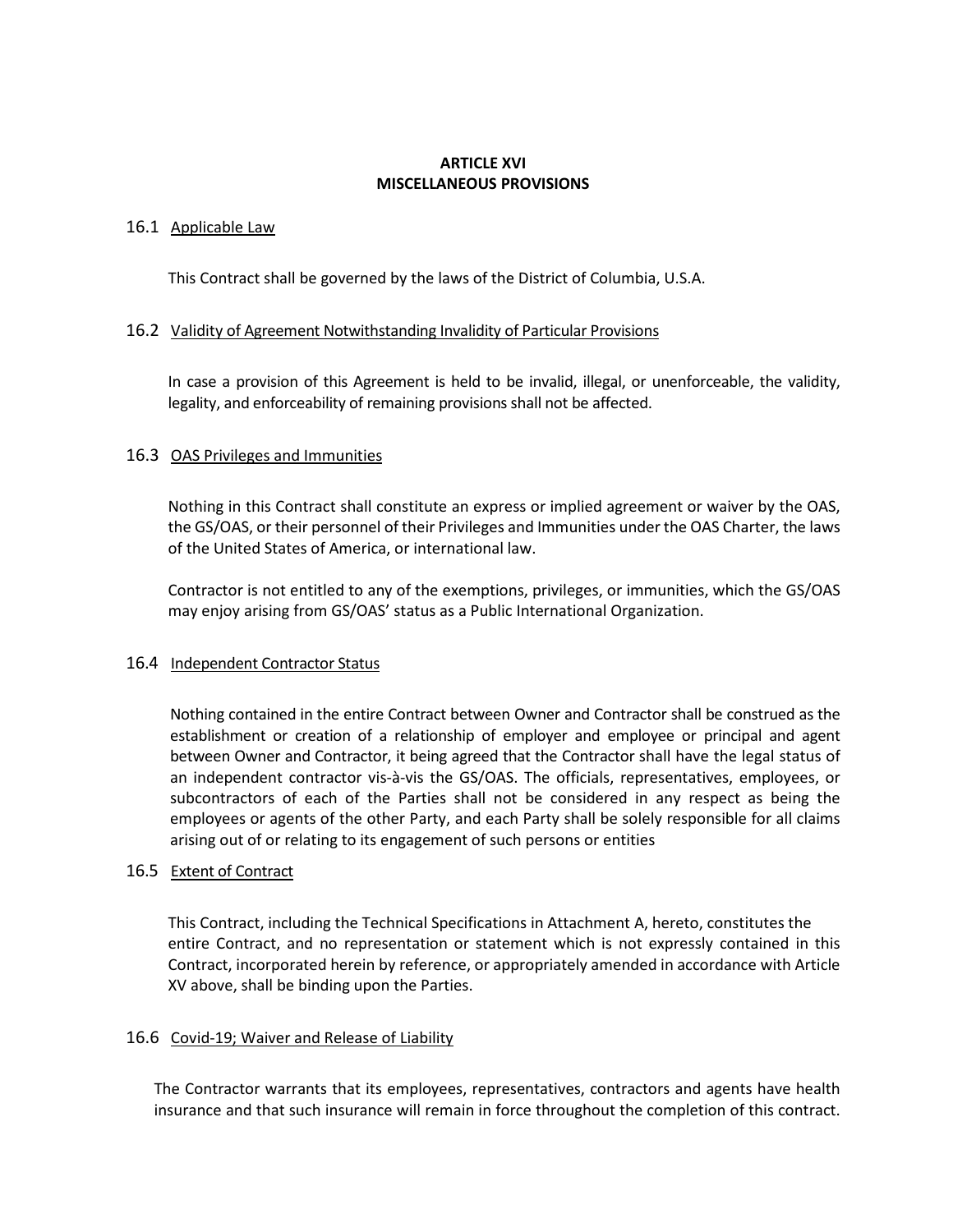# ARTICLE XVI
# MISCELLANEOUS PROVISIONS

## 16.1 Applicable Law

This Contract shall be governed by the laws of the District of Columbia, U.S.A.

## 16.2 Validity of Agreement Notwithstanding Invalidity of Particular Provisions

In case a provision of this Agreement is held to be invalid, illegal, or unenforceable, the validity, legality, and enforceability of remaining provisions shall not be affected.

## 16.3 OAS Privileges and Immunities

Nothing in this Contract shall constitute an express or implied agreement or waiver by the OAS, the GS/OAS, or their personnel of their Privileges and Immunities under the OAS Charter, the laws of the United States of America, or international law.

Contractor is not entitled to any of the exemptions, privileges, or immunities, which the GS/OAS may enjoy arising from GS/OAS' status as a Public International Organization.

## 16.4 Independent Contractor Status

Nothing contained in the entire Contract between Owner and Contractor shall be construed as the establishment or creation of a relationship of employer and employee or principal and agent between Owner and Contractor, it being agreed that the Contractor shall have the legal status of an independent contractor vis-à-vis the GS/OAS. The officials, representatives, employees, or subcontractors of each of the Parties shall not be considered in any respect as being the employees or agents of the other Party, and each Party shall be solely responsible for all claims arising out of or relating to its engagement of such persons or entities

## 16.5 Extent of Contract

This Contract, including the Technical Specifications in Attachment A, hereto, constitutes the entire Contract, and no representation or statement which is not expressly contained in this Contract, incorporated herein by reference, or appropriately amended in accordance with Article XV above, shall be binding upon the Parties.

## 16.6 Covid-19; Waiver and Release of Liability

The Contractor warrants that its employees, representatives, contractors and agents have health insurance and that such insurance will remain in force throughout the completion of this contract.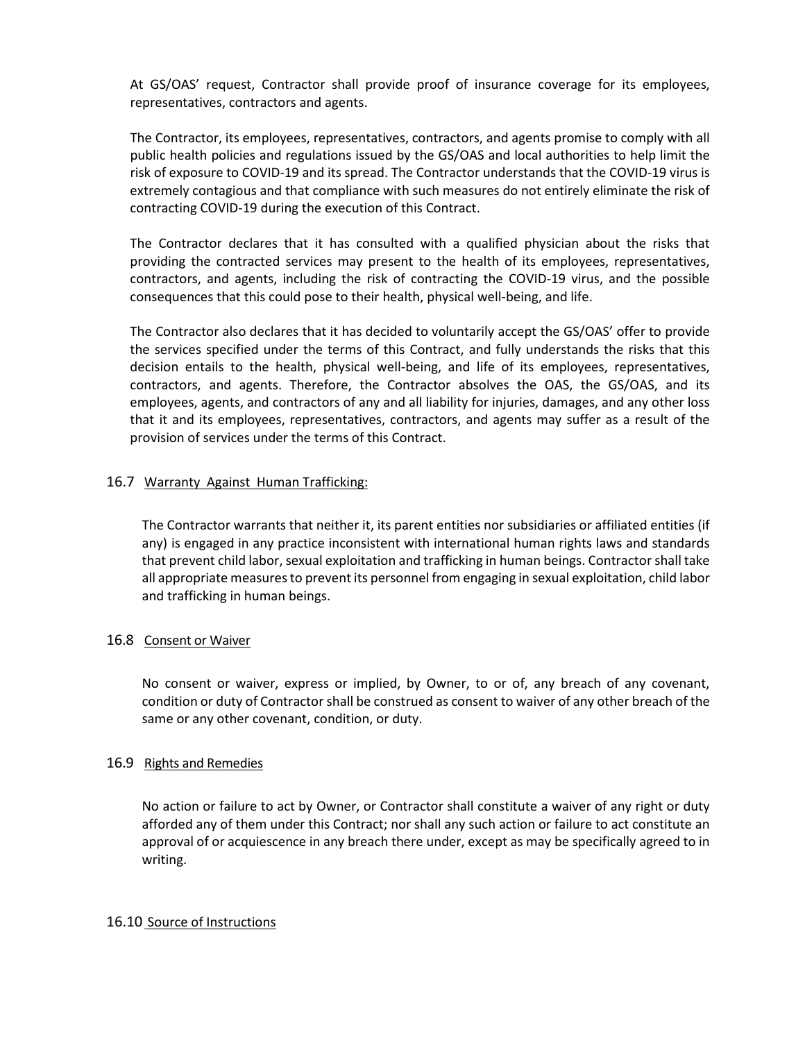At GS/OAS' request, Contractor shall provide proof of insurance coverage for its employees, representatives, contractors and agents.

The Contractor, its employees, representatives, contractors, and agents promise to comply with all public health policies and regulations issued by the GS/OAS and local authorities to help limit the risk of exposure to COVID-19 and its spread. The Contractor understands that the COVID-19 virus is extremely contagious and that compliance with such measures do not entirely eliminate the risk of contracting COVID-19 during the execution of this Contract.

The Contractor declares that it has consulted with a qualified physician about the risks that providing the contracted services may present to the health of its employees, representatives, contractors, and agents, including the risk of contracting the COVID-19 virus, and the possible consequences that this could pose to their health, physical well-being, and life.

The Contractor also declares that it has decided to voluntarily accept the GS/OAS' offer to provide the services specified under the terms of this Contract, and fully understands the risks that this decision entails to the health, physical well-being, and life of its employees, representatives, contractors, and agents. Therefore, the Contractor absolves the OAS, the GS/OAS, and its employees, agents, and contractors of any and all liability for injuries, damages, and any other loss that it and its employees, representatives, contractors, and agents may suffer as a result of the provision of services under the terms of this Contract.

### 16.7 Warranty Against Human Trafficking:

The Contractor warrants that neither it, its parent entities nor subsidiaries or affiliated entities (if any) is engaged in any practice inconsistent with international human rights laws and standards that prevent child labor, sexual exploitation and trafficking in human beings. Contractor shall take all appropriate measures to prevent its personnel from engaging in sexual exploitation, child labor and trafficking in human beings.

### 16.8 Consent or Waiver

No consent or waiver, express or implied, by Owner, to or of, any breach of any covenant, condition or duty of Contractor shall be construed as consent to waiver of any other breach of the same or any other covenant, condition, or duty.

### 16.9 Rights and Remedies

No action or failure to act by Owner, or Contractor shall constitute a waiver of any right or duty afforded any of them under this Contract; nor shall any such action or failure to act constitute an approval of or acquiescence in any breach there under, except as may be specifically agreed to in writing.

### 16.10 Source of Instructions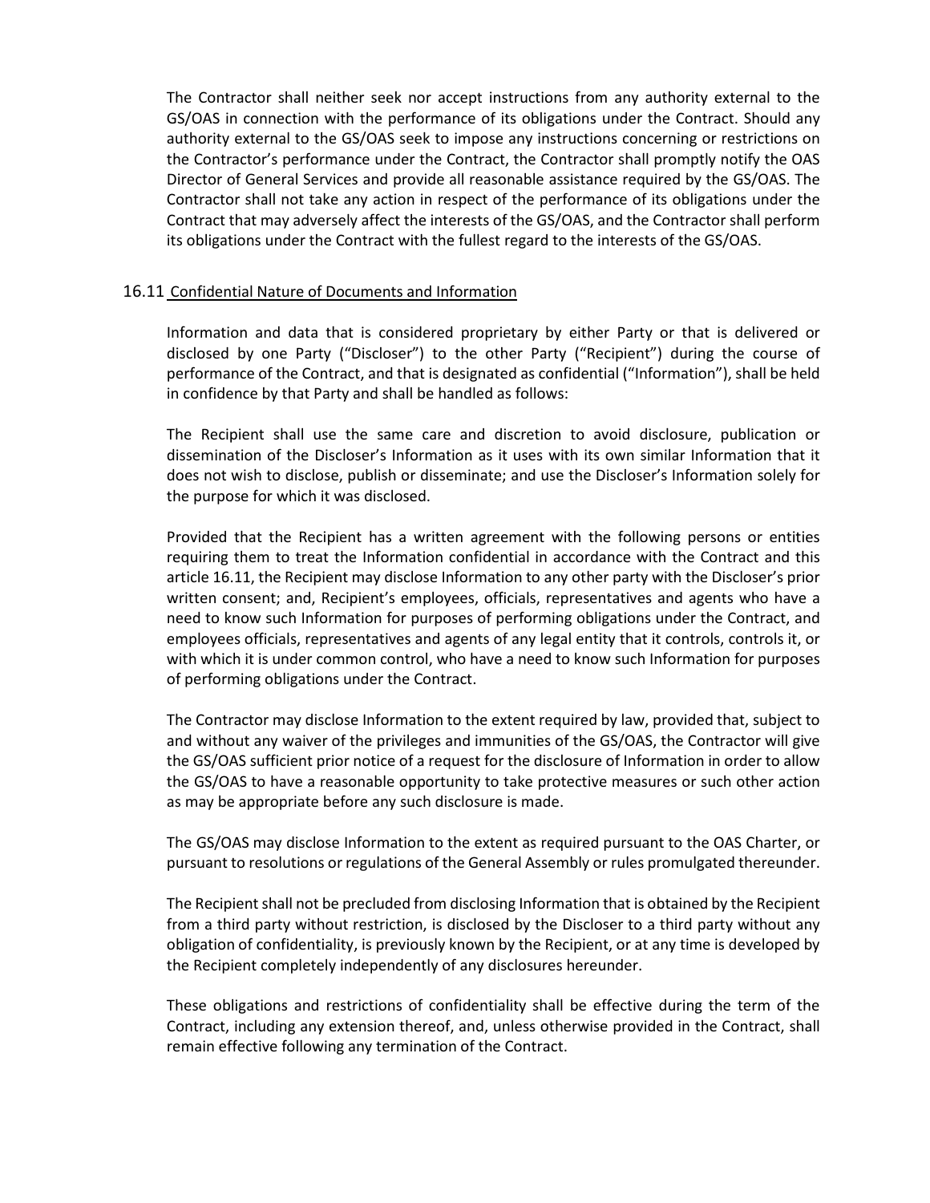The Contractor shall neither seek nor accept instructions from any authority external to the GS/OAS in connection with the performance of its obligations under the Contract. Should any authority external to the GS/OAS seek to impose any instructions concerning or restrictions on the Contractor's performance under the Contract, the Contractor shall promptly notify the OAS Director of General Services and provide all reasonable assistance required by the GS/OAS. The Contractor shall not take any action in respect of the performance of its obligations under the Contract that may adversely affect the interests of the GS/OAS, and the Contractor shall perform its obligations under the Contract with the fullest regard to the interests of the GS/OAS.

### 16.11 Confidential Nature of Documents and Information

Information and data that is considered proprietary by either Party or that is delivered or disclosed by one Party ("Discloser") to the other Party ("Recipient") during the course of performance of the Contract, and that is designated as confidential ("Information"), shall be held in confidence by that Party and shall be handled as follows:

The Recipient shall use the same care and discretion to avoid disclosure, publication or dissemination of the Discloser's Information as it uses with its own similar Information that it does not wish to disclose, publish or disseminate; and use the Discloser's Information solely for the purpose for which it was disclosed.

Provided that the Recipient has a written agreement with the following persons or entities requiring them to treat the Information confidential in accordance with the Contract and this article 16.11, the Recipient may disclose Information to any other party with the Discloser's prior written consent; and, Recipient's employees, officials, representatives and agents who have a need to know such Information for purposes of performing obligations under the Contract, and employees officials, representatives and agents of any legal entity that it controls, controls it, or with which it is under common control, who have a need to know such Information for purposes of performing obligations under the Contract.

The Contractor may disclose Information to the extent required by law, provided that, subject to and without any waiver of the privileges and immunities of the GS/OAS, the Contractor will give the GS/OAS sufficient prior notice of a request for the disclosure of Information in order to allow the GS/OAS to have a reasonable opportunity to take protective measures or such other action as may be appropriate before any such disclosure is made.

The GS/OAS may disclose Information to the extent as required pursuant to the OAS Charter, or pursuant to resolutions or regulations of the General Assembly or rules promulgated thereunder.

The Recipient shall not be precluded from disclosing Information that is obtained by the Recipient from a third party without restriction, is disclosed by the Discloser to a third party without any obligation of confidentiality, is previously known by the Recipient, or at any time is developed by the Recipient completely independently of any disclosures hereunder.

These obligations and restrictions of confidentiality shall be effective during the term of the Contract, including any extension thereof, and, unless otherwise provided in the Contract, shall remain effective following any termination of the Contract.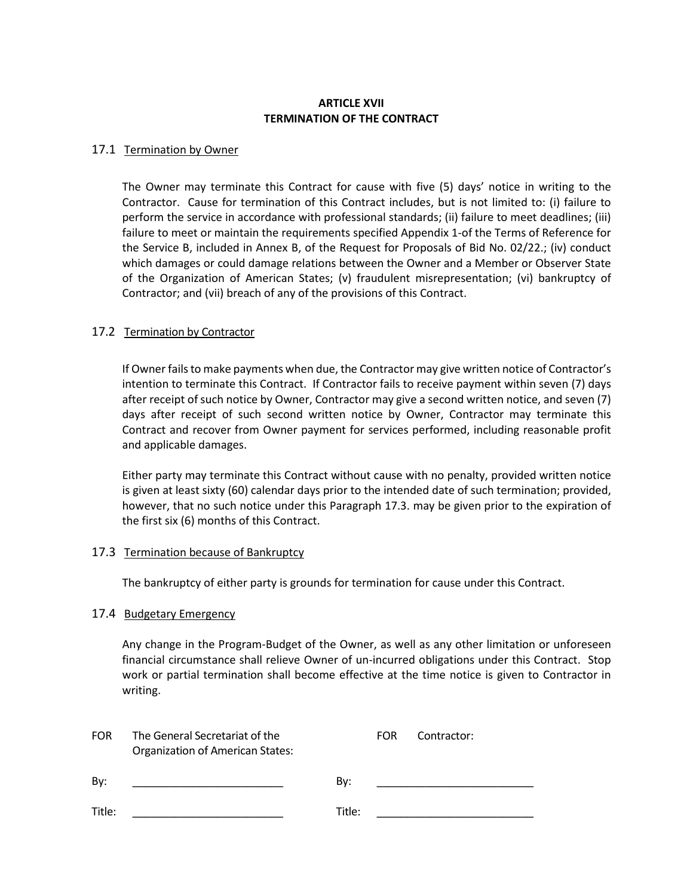## ARTICLE XVII
## TERMINATION OF THE CONTRACT

### 17.1 Termination by Owner

The Owner may terminate this Contract for cause with five (5) days' notice in writing to the Contractor. Cause for termination of this Contract includes, but is not limited to: (i) failure to perform the service in accordance with professional standards; (ii) failure to meet deadlines; (iii) failure to meet or maintain the requirements specified Appendix 1-of the Terms of Reference for the Service B, included in Annex B, of the Request for Proposals of Bid No. 02/22.; (iv) conduct which damages or could damage relations between the Owner and a Member or Observer State of the Organization of American States; (v) fraudulent misrepresentation; (vi) bankruptcy of Contractor; and (vii) breach of any of the provisions of this Contract.

### 17.2 Termination by Contractor

If Owner fails to make payments when due, the Contractor may give written notice of Contractor's intention to terminate this Contract. If Contractor fails to receive payment within seven (7) days after receipt of such notice by Owner, Contractor may give a second written notice, and seven (7) days after receipt of such second written notice by Owner, Contractor may terminate this Contract and recover from Owner payment for services performed, including reasonable profit and applicable damages.

Either party may terminate this Contract without cause with no penalty, provided written notice is given at least sixty (60) calendar days prior to the intended date of such termination; provided, however, that no such notice under this Paragraph 17.3. may be given prior to the expiration of the first six (6) months of this Contract.

### 17.3 Termination because of Bankruptcy

The bankruptcy of either party is grounds for termination for cause under this Contract.

### 17.4 Budgetary Emergency

Any change in the Program-Budget of the Owner, as well as any other limitation or unforeseen financial circumstance shall relieve Owner of un-incurred obligations under this Contract. Stop work or partial termination shall become effective at the time notice is given to Contractor in writing.

FOR The General Secretariat of the Organization of American States:

By: \_\_\_\_\_\_\_\_\_\_\_\_\_\_\_\_\_\_\_\_\_\_\_\_\_

Title: \_\_\_\_\_\_\_\_\_\_\_\_\_\_\_\_\_\_\_\_\_\_\_\_\_

FOR Contractor:

By: \_\_\_\_\_\_\_\_\_\_\_\_\_\_\_\_\_\_\_\_\_\_\_\_\_

Title: \_\_\_\_\_\_\_\_\_\_\_\_\_\_\_\_\_\_\_\_\_\_\_\_\_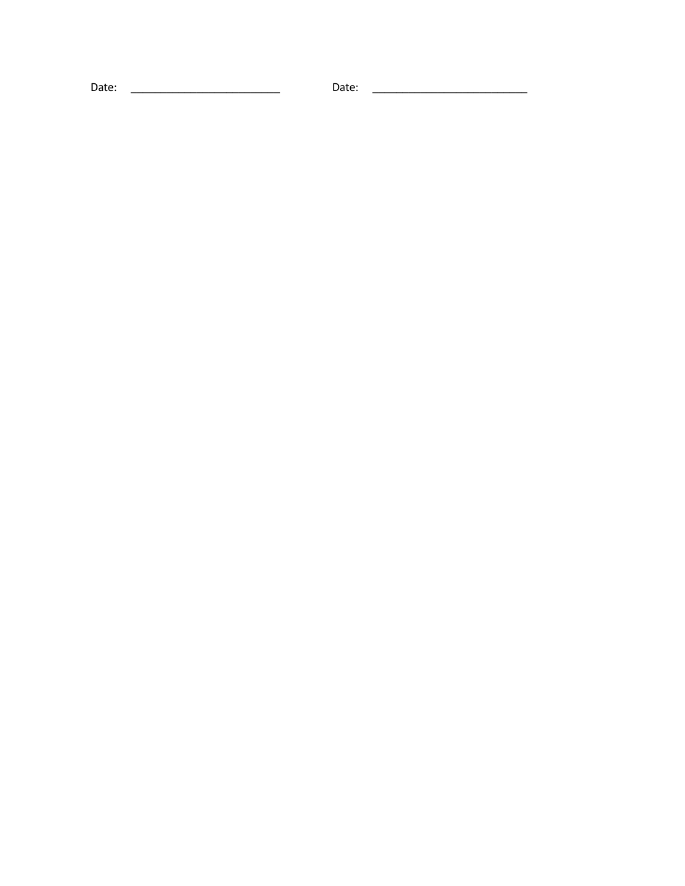Date: __________________________ Date: ___________________________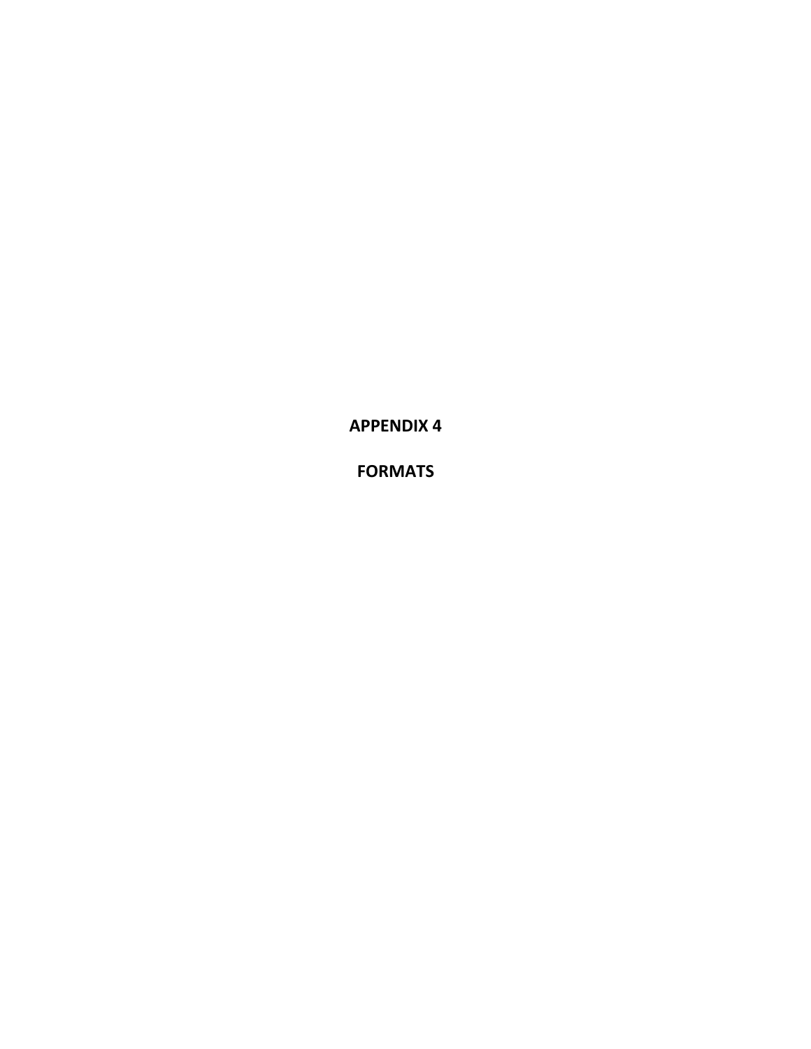# APPENDIX 4

# FORMATS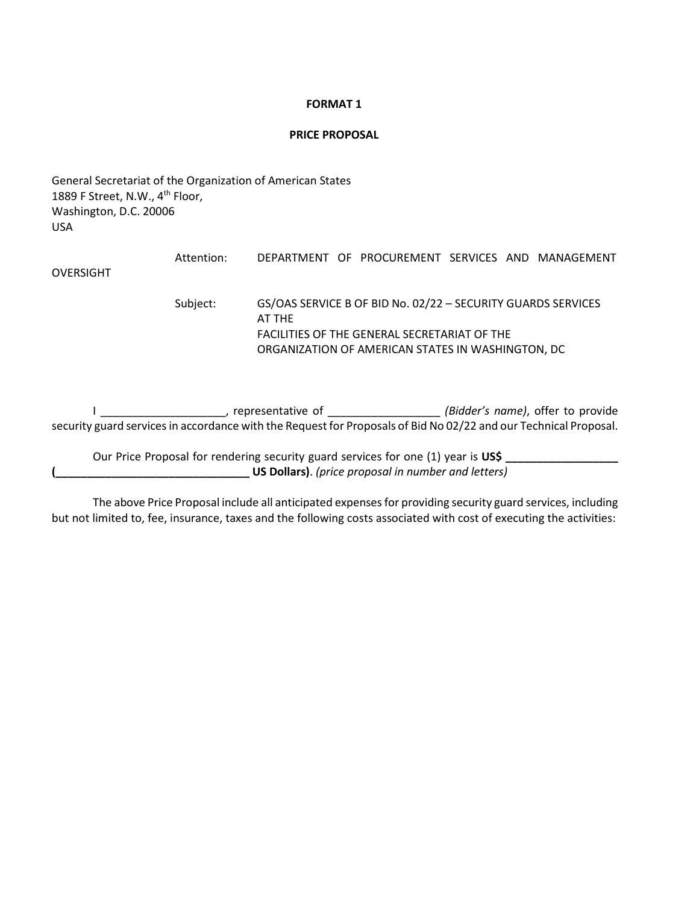**FORMAT 1**

**PRICE PROPOSAL**

General Secretariat of the Organization of American States
1889 F Street, N.W., 4th Floor,
Washington, D.C. 20006
USA

Attention: DEPARTMENT OF PROCUREMENT SERVICES AND MANAGEMENT OVERSIGHT

Subject: GS/OAS SERVICE B OF BID No. 02/22 – SECURITY GUARDS SERVICES AT THE FACILITIES OF THE GENERAL SECRETARIAT OF THE ORGANIZATION OF AMERICAN STATES IN WASHINGTON, DC

I ____________________, representative of __________________ *(Bidder's name)*, offer to provide security guard services in accordance with the Request for Proposals of Bid No 02/22 and our Technical Proposal.

Our Price Proposal for rendering security guard services for one (1) year is **US$ __________________ (______________________________ US Dollars)**. *(price proposal in number and letters)*

The above Price Proposal include all anticipated expenses for providing security guard services, including but not limited to, fee, insurance, taxes and the following costs associated with cost of executing the activities: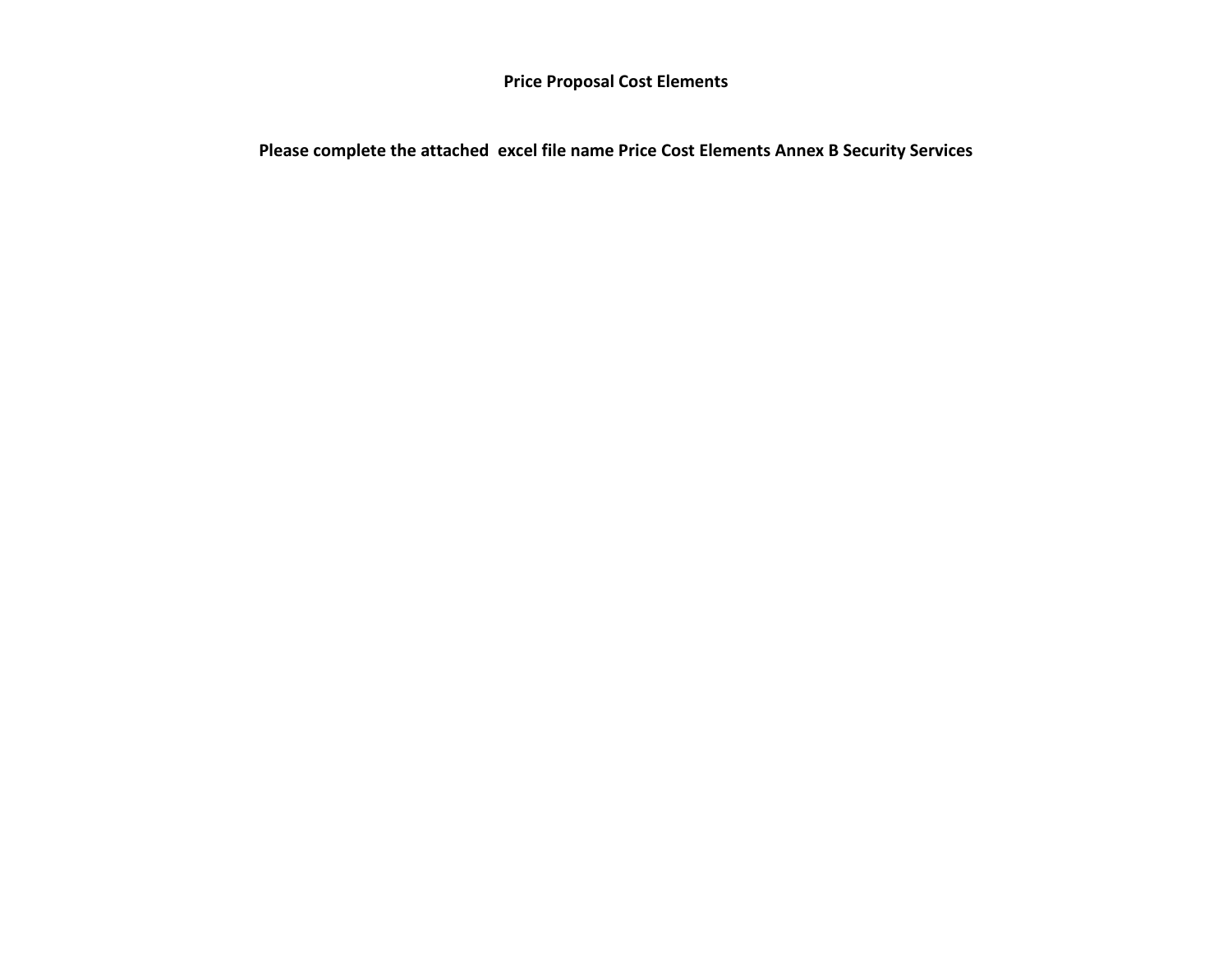**Price Proposal Cost Elements**

**Please complete the attached  excel file name Price Cost Elements Annex B Security Services**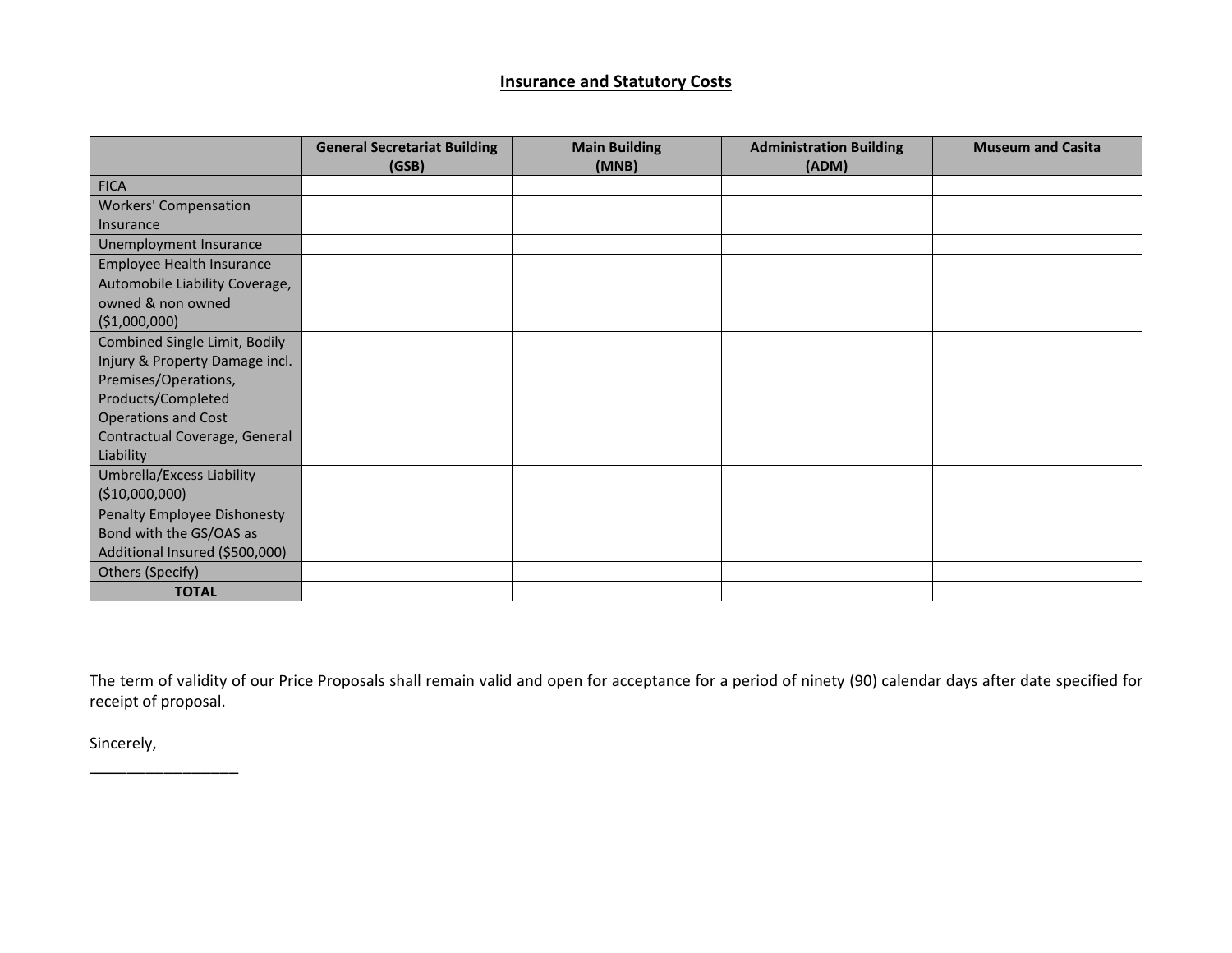## Insurance and Statutory Costs

| | General Secretariat Building (GSB) | Main Building (MNB) | Administration Building (ADM) | Museum and Casita |
|---|---|---|---|---|
| FICA | | | | |
| Workers' Compensation Insurance | | | | |
| Unemployment Insurance | | | | |
| Employee Health Insurance | | | | |
| Automobile Liability Coverage, owned & non owned ($1,000,000) | | | | |
| Combined Single Limit, Bodily Injury & Property Damage incl. Premises/Operations, Products/Completed Operations and Cost Contractual Coverage, General Liability | | | | |
| Umbrella/Excess Liability ($10,000,000) | | | | |
| Penalty Employee Dishonesty Bond with the GS/OAS as Additional Insured ($500,000) | | | | |
| Others (Specify) | | | | |
| **TOTAL** | | | | |

The term of validity of our Price Proposals shall remain valid and open for acceptance for a period of ninety (90) calendar days after date specified for receipt of proposal.

Sincerely,

_________________